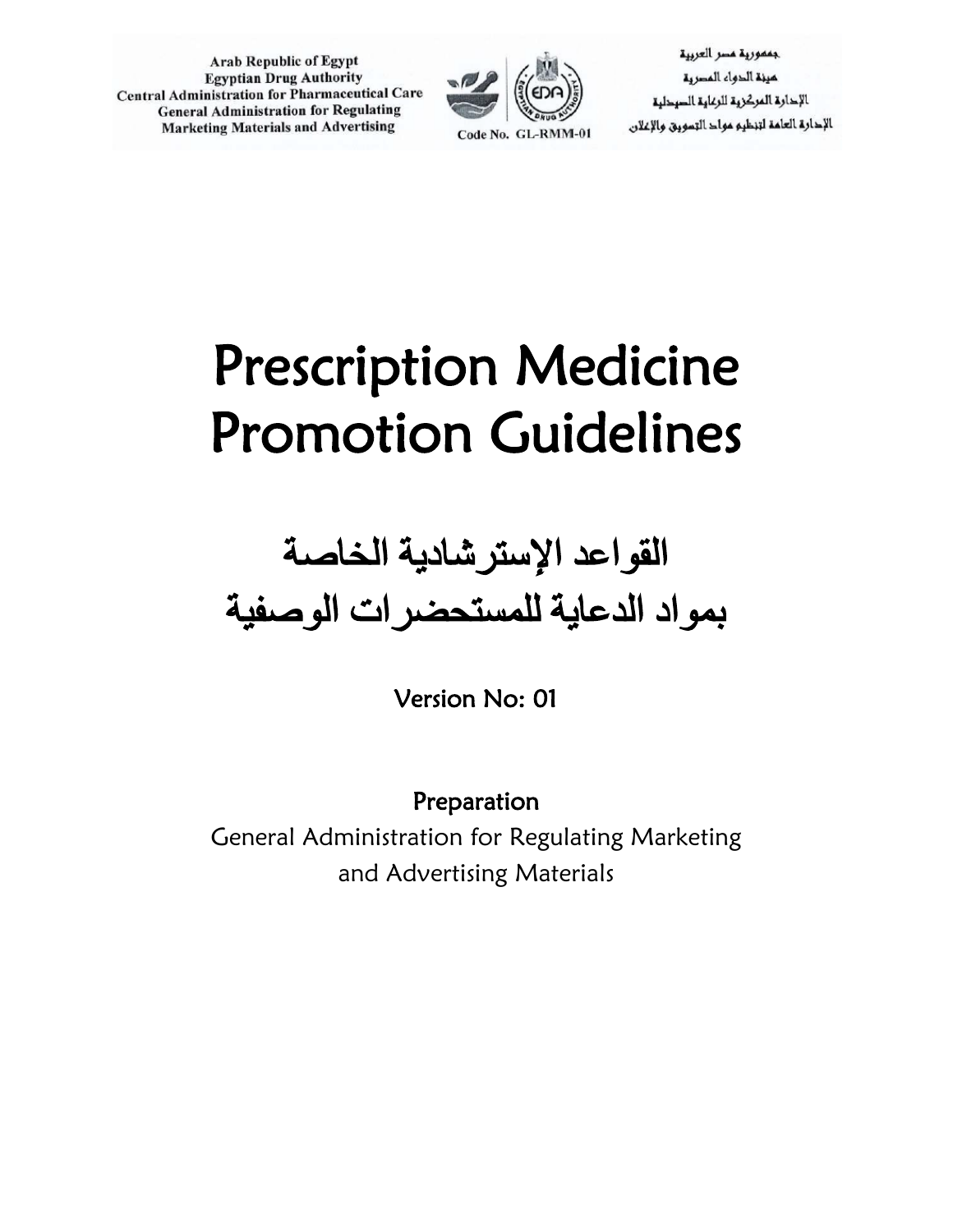Arab Republic of Egypt
Egyptian Drug Authority
Central Administration for Pharmaceutical Care
General Administration for Regulating Marketing Materials and Advertising

Code No. GL-RMM-01

جمهورية مصر العربية
هيئة الدواء المصرية
الإدارة المركزية للرعاية الصيدلية
الإدارة العامة لتنظيم مواد التسويق والإعلان

# Prescription Medicine Promotion Guidelines

# القواعد الإسترشادية الخاصة بمواد الدعاية للمستحضرات الوصفية

Version No: 01

**Preparation**

General Administration for Regulating Marketing and Advertising Materials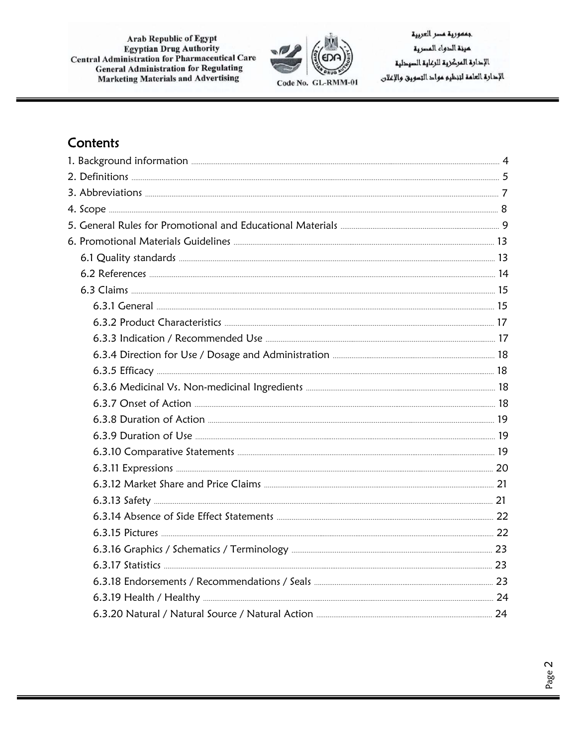## Contents

1. Background information ... 4
2. Definitions ... 5
3. Abbreviations ... 7
4. Scope ... 8
5. General Rules for Promotional and Educational Materials ... 9
6. Promotional Materials Guidelines ... 13
   - 6.1 Quality standards ... 13
   - 6.2 References ... 14
   - 6.3 Claims ... 15
     - 6.3.1 General ... 15
     - 6.3.2 Product Characteristics ... 17
     - 6.3.3 Indication / Recommended Use ... 17
     - 6.3.4 Direction for Use / Dosage and Administration ... 18
     - 6.3.5 Efficacy ... 18
     - 6.3.6 Medicinal Vs. Non-medicinal Ingredients ... 18
     - 6.3.7 Onset of Action ... 18
     - 6.3.8 Duration of Action ... 19
     - 6.3.9 Duration of Use ... 19
     - 6.3.10 Comparative Statements ... 19
     - 6.3.11 Expressions ... 20
     - 6.3.12 Market Share and Price Claims ... 21
     - 6.3.13 Safety ... 21
     - 6.3.14 Absence of Side Effect Statements ... 22
     - 6.3.15 Pictures ... 22
     - 6.3.16 Graphics / Schematics / Terminology ... 23
     - 6.3.17 Statistics ... 23
     - 6.3.18 Endorsements / Recommendations / Seals ... 23
     - 6.3.19 Health / Healthy ... 24
     - 6.3.20 Natural / Natural Source / Natural Action ... 24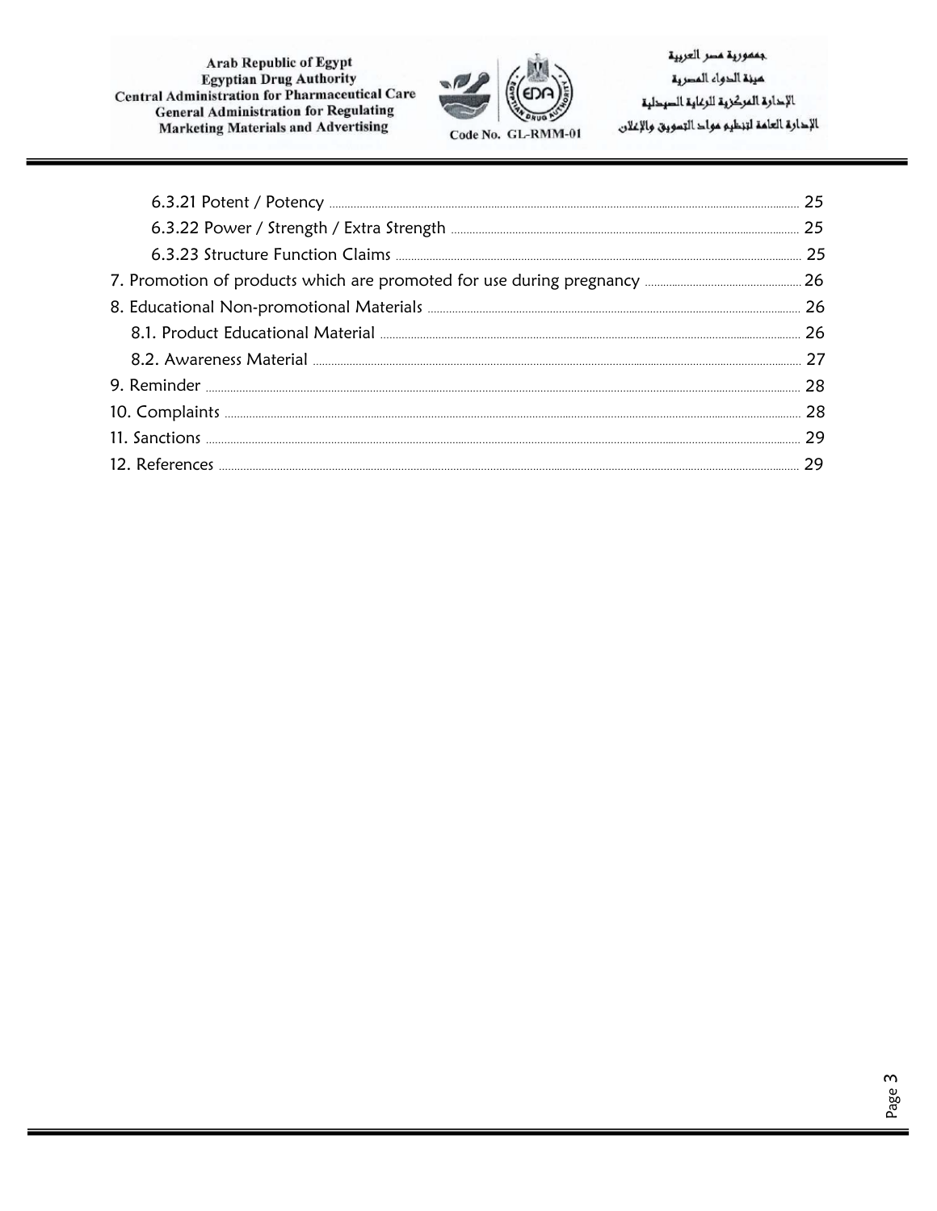6.3.21 Potent / Potency ........ 25

6.3.22 Power / Strength / Extra Strength ........ 25

6.3.23 Structure Function Claims ........ 25

7. Promotion of products which are promoted for use during pregnancy ........ 26

8. Educational Non-promotional Materials ........ 26

8.1. Product Educational Material ........ 26

8.2. Awareness Material ........ 27

9. Reminder ........ 28

10. Complaints ........ 28

11. Sanctions ........ 29

12. References ........ 29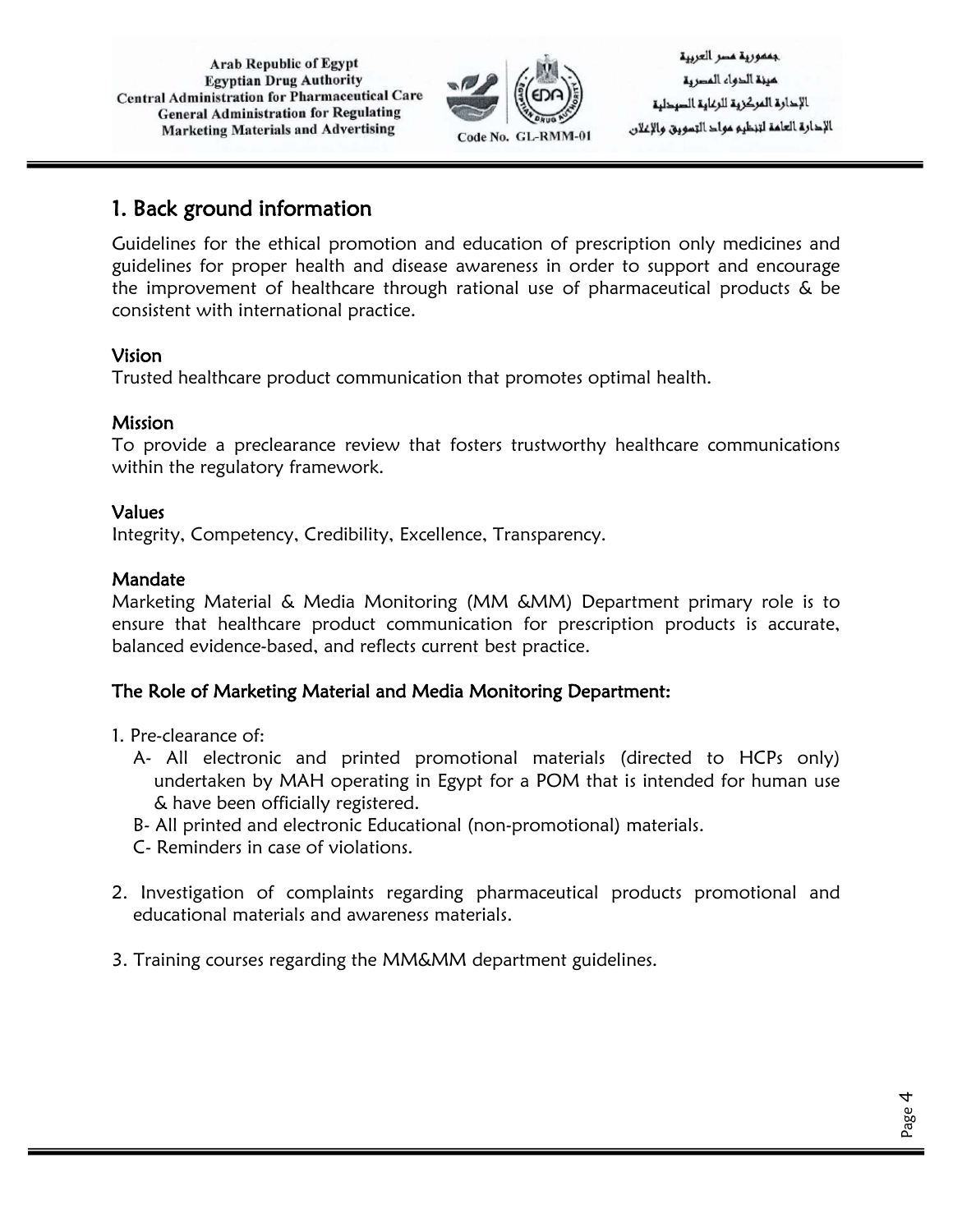## 1. Back ground information

Guidelines for the ethical promotion and education of prescription only medicines and guidelines for proper health and disease awareness in order to support and encourage the improvement of healthcare through rational use of pharmaceutical products & be consistent with international practice.

### Vision

Trusted healthcare product communication that promotes optimal health.

### Mission

To provide a preclearance review that fosters trustworthy healthcare communications within the regulatory framework.

### Values

Integrity, Competency, Credibility, Excellence, Transparency.

### Mandate

Marketing Material & Media Monitoring (MM &MM) Department primary role is to ensure that healthcare product communication for prescription products is accurate, balanced evidence-based, and reflects current best practice.

### The Role of Marketing Material and Media Monitoring Department:

1. Pre-clearance of:
   - A- All electronic and printed promotional materials (directed to HCPs only) undertaken by MAH operating in Egypt for a POM that is intended for human use & have been officially registered.
   - B- All printed and electronic Educational (non-promotional) materials.
   - C- Reminders in case of violations.

2. Investigation of complaints regarding pharmaceutical products promotional and educational materials and awareness materials.

3. Training courses regarding the MM&MM department guidelines.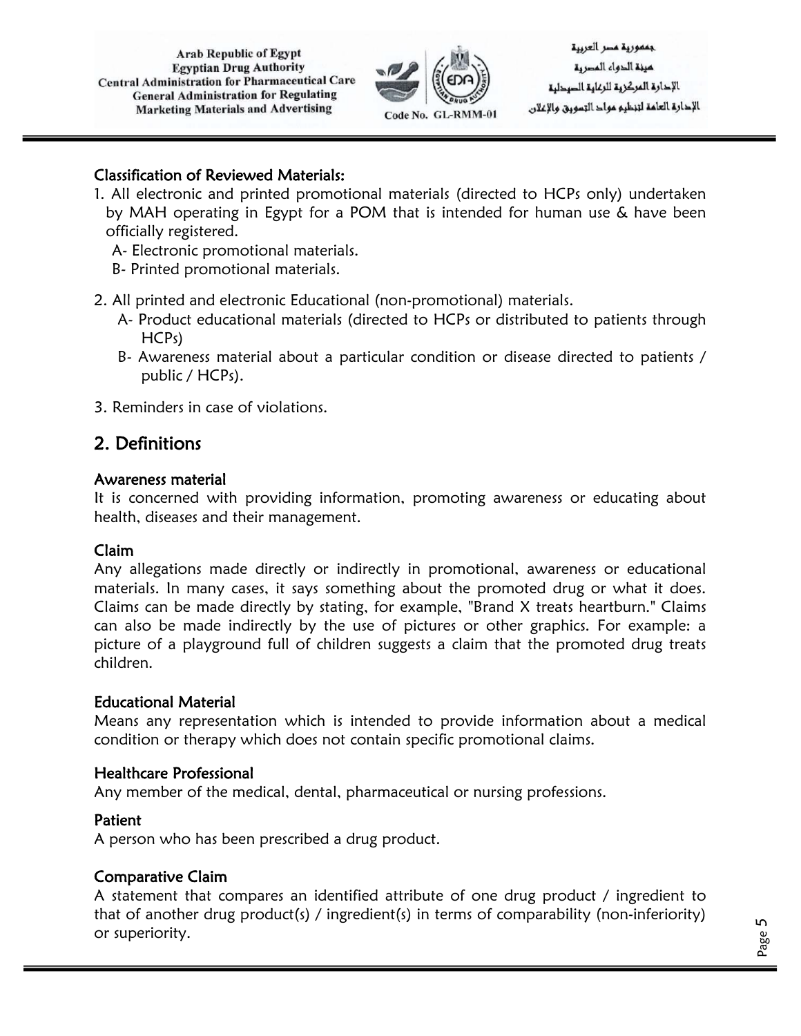**Classification of Reviewed Materials:**

1. All electronic and printed promotional materials (directed to HCPs only) undertaken by MAH operating in Egypt for a POM that is intended for human use & have been officially registered.
   - A- Electronic promotional materials.
   - B- Printed promotional materials.

2. All printed and electronic Educational (non-promotional) materials.
   - A- Product educational materials (directed to HCPs or distributed to patients through HCPs)
   - B- Awareness material about a particular condition or disease directed to patients / public / HCPs).

3. Reminders in case of violations.

## 2. Definitions

**Awareness material**
It is concerned with providing information, promoting awareness or educating about health, diseases and their management.

**Claim**
Any allegations made directly or indirectly in promotional, awareness or educational materials. In many cases, it says something about the promoted drug or what it does. Claims can be made directly by stating, for example, "Brand X treats heartburn." Claims can also be made indirectly by the use of pictures or other graphics. For example: a picture of a playground full of children suggests a claim that the promoted drug treats children.

**Educational Material**
Means any representation which is intended to provide information about a medical condition or therapy which does not contain specific promotional claims.

**Healthcare Professional**
Any member of the medical, dental, pharmaceutical or nursing professions.

**Patient**
A person who has been prescribed a drug product.

**Comparative Claim**
A statement that compares an identified attribute of one drug product / ingredient to that of another drug product(s) / ingredient(s) in terms of comparability (non-inferiority) or superiority.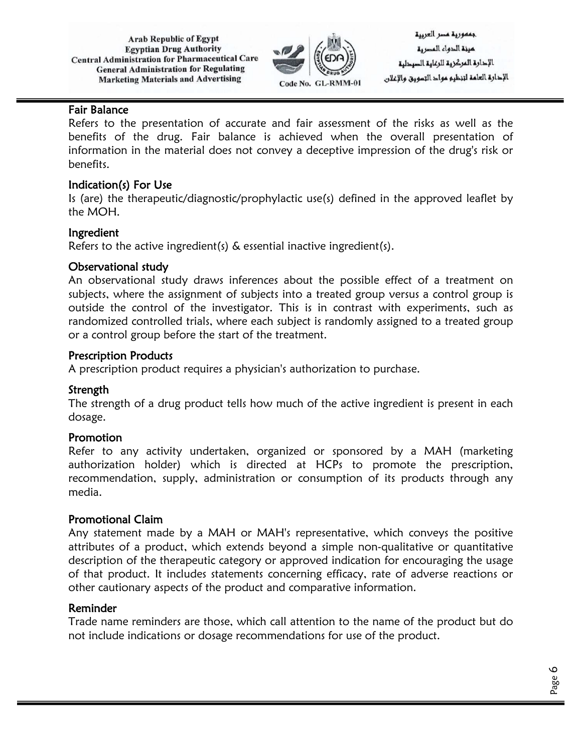### Fair Balance

Refers to the presentation of accurate and fair assessment of the risks as well as the benefits of the drug. Fair balance is achieved when the overall presentation of information in the material does not convey a deceptive impression of the drug's risk or benefits.

### Indication(s) For Use

Is (are) the therapeutic/diagnostic/prophylactic use(s) defined in the approved leaflet by the MOH.

### Ingredient

Refers to the active ingredient(s) & essential inactive ingredient(s).

### Observational study

An observational study draws inferences about the possible effect of a treatment on subjects, where the assignment of subjects into a treated group versus a control group is outside the control of the investigator. This is in contrast with experiments, such as randomized controlled trials, where each subject is randomly assigned to a treated group or a control group before the start of the treatment.

### Prescription Products

A prescription product requires a physician's authorization to purchase.

### Strength

The strength of a drug product tells how much of the active ingredient is present in each dosage.

### Promotion

Refer to any activity undertaken, organized or sponsored by a MAH (marketing authorization holder) which is directed at HCPs to promote the prescription, recommendation, supply, administration or consumption of its products through any media.

### Promotional Claim

Any statement made by a MAH or MAH's representative, which conveys the positive attributes of a product, which extends beyond a simple non-qualitative or quantitative description of the therapeutic category or approved indication for encouraging the usage of that product. It includes statements concerning efficacy, rate of adverse reactions or other cautionary aspects of the product and comparative information.

### Reminder

Trade name reminders are those, which call attention to the name of the product but do not include indications or dosage recommendations for use of the product.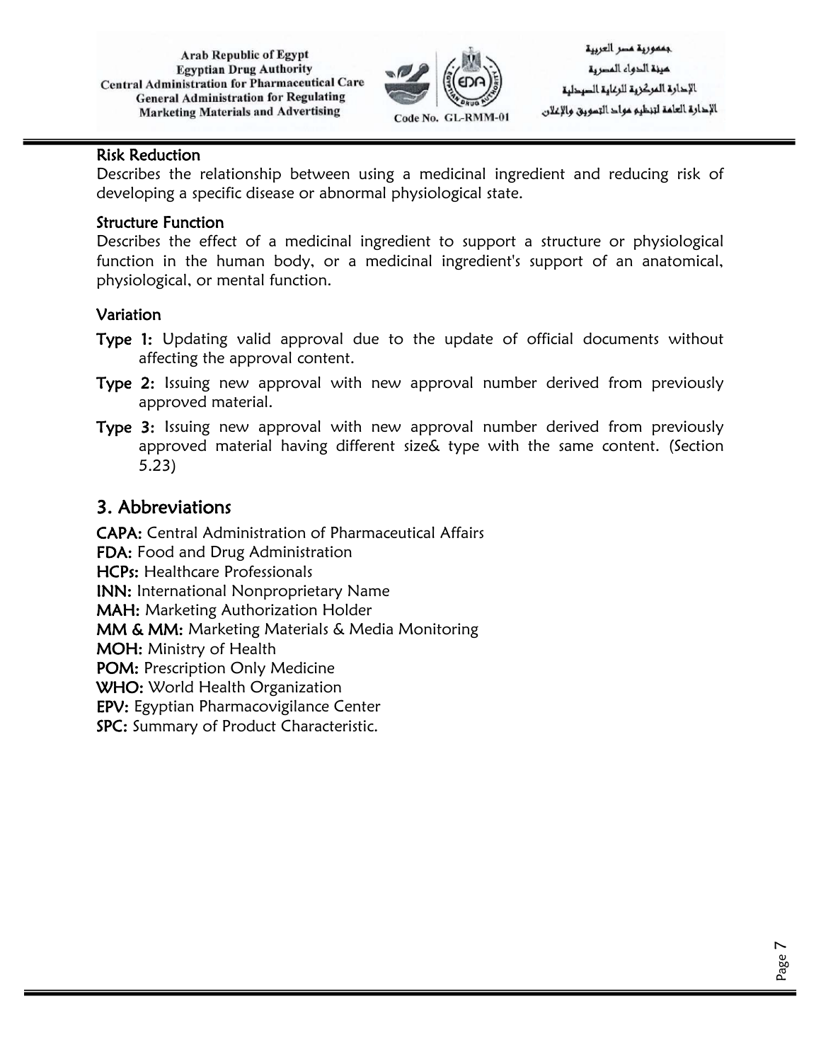**Risk Reduction**

Describes the relationship between using a medicinal ingredient and reducing risk of developing a specific disease or abnormal physiological state.

**Structure Function**

Describes the effect of a medicinal ingredient to support a structure or physiological function in the human body, or a medicinal ingredient's support of an anatomical, physiological, or mental function.

**Variation**

**Type 1:** Updating valid approval due to the update of official documents without affecting the approval content.

**Type 2:** Issuing new approval with new approval number derived from previously approved material.

**Type 3:** Issuing new approval with new approval number derived from previously approved material having different size& type with the same content. (Section 5.23)

## 3. Abbreviations

**CAPA:** Central Administration of Pharmaceutical Affairs
**FDA:** Food and Drug Administration
**HCPs:** Healthcare Professionals
**INN:** International Nonproprietary Name
**MAH:** Marketing Authorization Holder
**MM & MM:** Marketing Materials & Media Monitoring
**MOH:** Ministry of Health
**POM:** Prescription Only Medicine
**WHO:** World Health Organization
**EPV:** Egyptian Pharmacovigilance Center
**SPC:** Summary of Product Characteristic.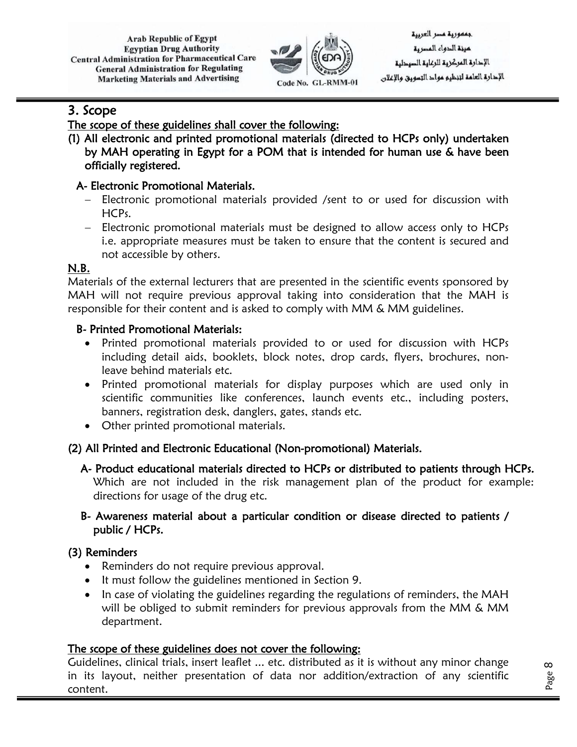## 3. Scope

<u>The scope of these guidelines shall cover the following:</u>

**(1) All electronic and printed promotional materials (directed to HCPs only) undertaken by MAH operating in Egypt for a POM that is intended for human use & have been officially registered.**

**A- Electronic Promotional Materials.**

- Electronic promotional materials provided /sent to or used for discussion with HCPs.
- Electronic promotional materials must be designed to allow access only to HCPs i.e. appropriate measures must be taken to ensure that the content is secured and not accessible by others.

**<u>N.B.</u>**

Materials of the external lecturers that are presented in the scientific events sponsored by MAH will not require previous approval taking into consideration that the MAH is responsible for their content and is asked to comply with MM & MM guidelines.

**B- Printed Promotional Materials:**

- Printed promotional materials provided to or used for discussion with HCPs including detail aids, booklets, block notes, drop cards, flyers, brochures, non-leave behind materials etc.
- Printed promotional materials for display purposes which are used only in scientific communities like conferences, launch events etc., including posters, banners, registration desk, danglers, gates, stands etc.
- Other printed promotional materials.

**(2) All Printed and Electronic Educational (Non-promotional) Materials.**

**A- Product educational materials directed to HCPs or distributed to patients through HCPs.**
Which are not included in the risk management plan of the product for example: directions for usage of the drug etc.

**B- Awareness material about a particular condition or disease directed to patients / public / HCPs.**

**(3) Reminders**

- Reminders do not require previous approval.
- It must follow the guidelines mentioned in Section 9.
- In case of violating the guidelines regarding the regulations of reminders, the MAH will be obliged to submit reminders for previous approvals from the MM & MM department.

**<u>The scope of these guidelines does not cover the following:</u>**

Guidelines, clinical trials, insert leaflet ... etc. distributed as it is without any minor change in its layout, neither presentation of data nor addition/extraction of any scientific content.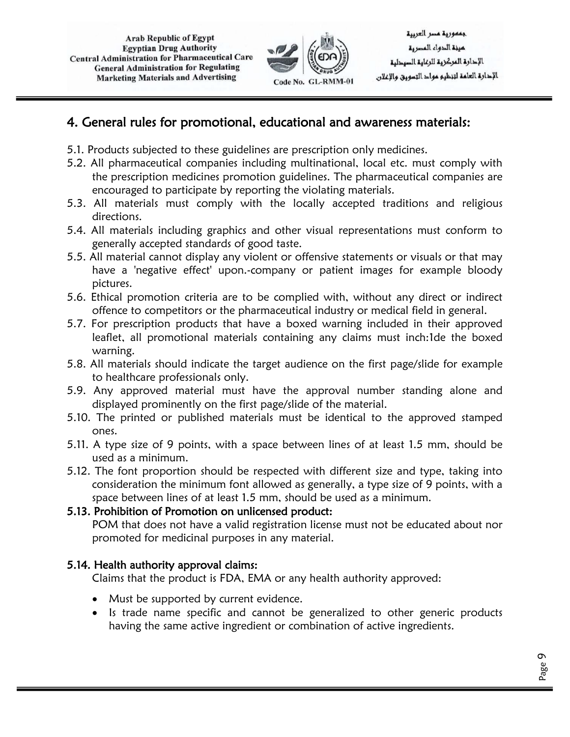## 4. General rules for promotional, educational and awareness materials:

5.1. Products subjected to these guidelines are prescription only medicines.

5.2. All pharmaceutical companies including multinational, local etc. must comply with the prescription medicines promotion guidelines. The pharmaceutical companies are encouraged to participate by reporting the violating materials.

5.3. All materials must comply with the locally accepted traditions and religious directions.

5.4. All materials including graphics and other visual representations must conform to generally accepted standards of good taste.

5.5. All material cannot display any violent or offensive statements or visuals or that may have a 'negative effect' upon.-company or patient images for example bloody pictures.

5.6. Ethical promotion criteria are to be complied with, without any direct or indirect offence to competitors or the pharmaceutical industry or medical field in general.

5.7. For prescription products that have a boxed warning included in their approved leaflet, all promotional materials containing any claims must inch:1de the boxed warning.

5.8. All materials should indicate the target audience on the first page/slide for example to healthcare professionals only.

5.9. Any approved material must have the approval number standing alone and displayed prominently on the first page/slide of the material.

5.10. The printed or published materials must be identical to the approved stamped ones.

5.11. A type size of 9 points, with a space between lines of at least 1.5 mm, should be used as a minimum.

5.12. The font proportion should be respected with different size and type, taking into consideration the minimum font allowed as generally, a type size of 9 points, with a space between lines of at least 1.5 mm, should be used as a minimum.

**5.13. Prohibition of Promotion on unlicensed product:**

POM that does not have a valid registration license must not be educated about nor promoted for medicinal purposes in any material.

**5.14. Health authority approval claims:**

Claims that the product is FDA, EMA or any health authority approved:

- Must be supported by current evidence.
- Is trade name specific and cannot be generalized to other generic products having the same active ingredient or combination of active ingredients.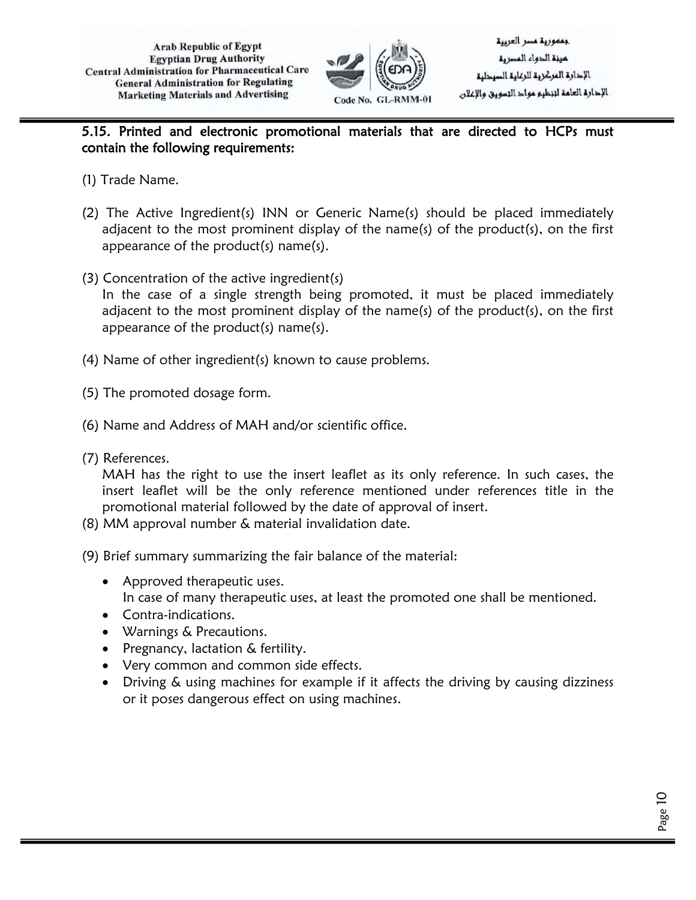**5.15. Printed and electronic promotional materials that are directed to HCPs must contain the following requirements:**

(1) Trade Name.

(2) The Active Ingredient(s) INN or Generic Name(s) should be placed immediately adjacent to the most prominent display of the name(s) of the product(s), on the first appearance of the product(s) name(s).

(3) Concentration of the active ingredient(s)
In the case of a single strength being promoted, it must be placed immediately adjacent to the most prominent display of the name(s) of the product(s), on the first appearance of the product(s) name(s).

(4) Name of other ingredient(s) known to cause problems.

(5) The promoted dosage form.

(6) Name and Address of MAH and/or scientific office.

(7) References.
MAH has the right to use the insert leaflet as its only reference. In such cases, the insert leaflet will be the only reference mentioned under references title in the promotional material followed by the date of approval of insert.

(8) MM approval number & material invalidation date.

(9) Brief summary summarizing the fair balance of the material:

- Approved therapeutic uses.
  In case of many therapeutic uses, at least the promoted one shall be mentioned.
- Contra-indications.
- Warnings & Precautions.
- Pregnancy, lactation & fertility.
- Very common and common side effects.
- Driving & using machines for example if it affects the driving by causing dizziness or it poses dangerous effect on using machines.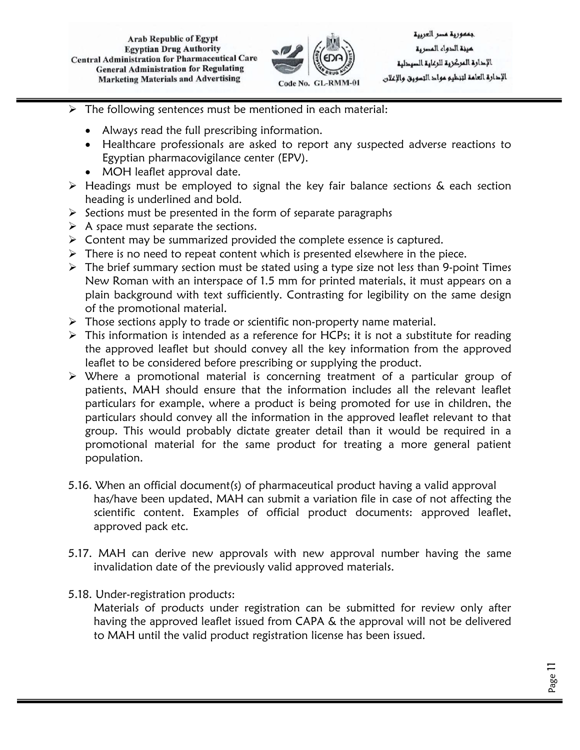- The following sentences must be mentioned in each material:
  - Always read the full prescribing information.
  - Healthcare professionals are asked to report any suspected adverse reactions to Egyptian pharmacovigilance center (EPV).
  - MOH leaflet approval date.
- Headings must be employed to signal the key fair balance sections & each section heading is underlined and bold.
- Sections must be presented in the form of separate paragraphs
- A space must separate the sections.
- Content may be summarized provided the complete essence is captured.
- There is no need to repeat content which is presented elsewhere in the piece.
- The brief summary section must be stated using a type size not less than 9-point Times New Roman with an interspace of 1.5 mm for printed materials, it must appears on a plain background with text sufficiently. Contrasting for legibility on the same design of the promotional material.
- Those sections apply to trade or scientific non-property name material.
- This information is intended as a reference for HCPs; it is not a substitute for reading the approved leaflet but should convey all the key information from the approved leaflet to be considered before prescribing or supplying the product.
- Where a promotional material is concerning treatment of a particular group of patients, MAH should ensure that the information includes all the relevant leaflet particulars for example, where a product is being promoted for use in children, the particulars should convey all the information in the approved leaflet relevant to that group. This would probably dictate greater detail than it would be required in a promotional material for the same product for treating a more general patient population.

5.16. When an official document(s) of pharmaceutical product having a valid approval has/have been updated, MAH can submit a variation file in case of not affecting the scientific content. Examples of official product documents: approved leaflet, approved pack etc.

5.17. MAH can derive new approvals with new approval number having the same invalidation date of the previously valid approved materials.

5.18. Under-registration products:
Materials of products under registration can be submitted for review only after having the approved leaflet issued from CAPA & the approval will not be delivered to MAH until the valid product registration license has been issued.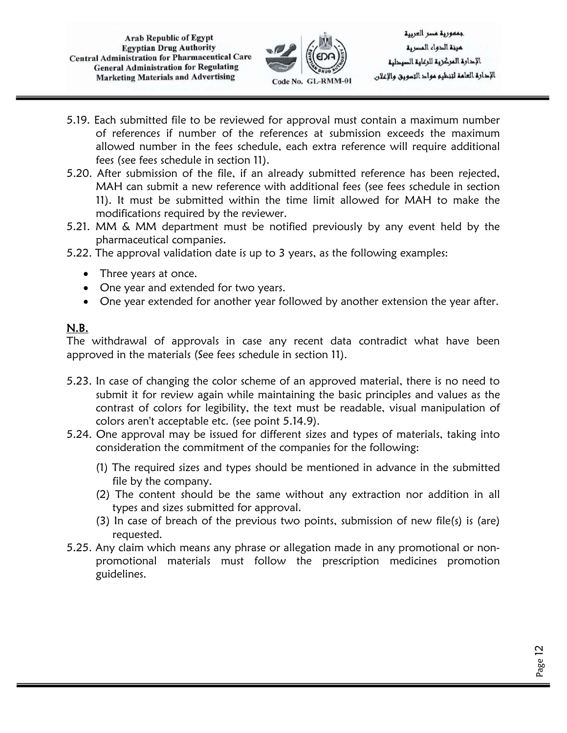5.19. Each submitted file to be reviewed for approval must contain a maximum number of references if number of the references at submission exceeds the maximum allowed number in the fees schedule, each extra reference will require additional fees (see fees schedule in section 11).

5.20. After submission of the file, if an already submitted reference has been rejected, MAH can submit a new reference with additional fees (see fees schedule in section 11). It must be submitted within the time limit allowed for MAH to make the modifications required by the reviewer.

5.21. MM & MM department must be notified previously by any event held by the pharmaceutical companies.

5.22. The approval validation date is up to 3 years, as the following examples:

- Three years at once.
- One year and extended for two years.
- One year extended for another year followed by another extension the year after.

**N.B.**

The withdrawal of approvals in case any recent data contradict what have been approved in the materials (See fees schedule in section 11).

5.23. In case of changing the color scheme of an approved material, there is no need to submit it for review again while maintaining the basic principles and values as the contrast of colors for legibility, the text must be readable, visual manipulation of colors aren't acceptable etc. (see point 5.14.9).

5.24. One approval may be issued for different sizes and types of materials, taking into consideration the commitment of the companies for the following:

(1) The required sizes and types should be mentioned in advance in the submitted file by the company.

(2) The content should be the same without any extraction nor addition in all types and sizes submitted for approval.

(3) In case of breach of the previous two points, submission of new file(s) is (are) requested.

5.25. Any claim which means any phrase or allegation made in any promotional or non-promotional materials must follow the prescription medicines promotion guidelines.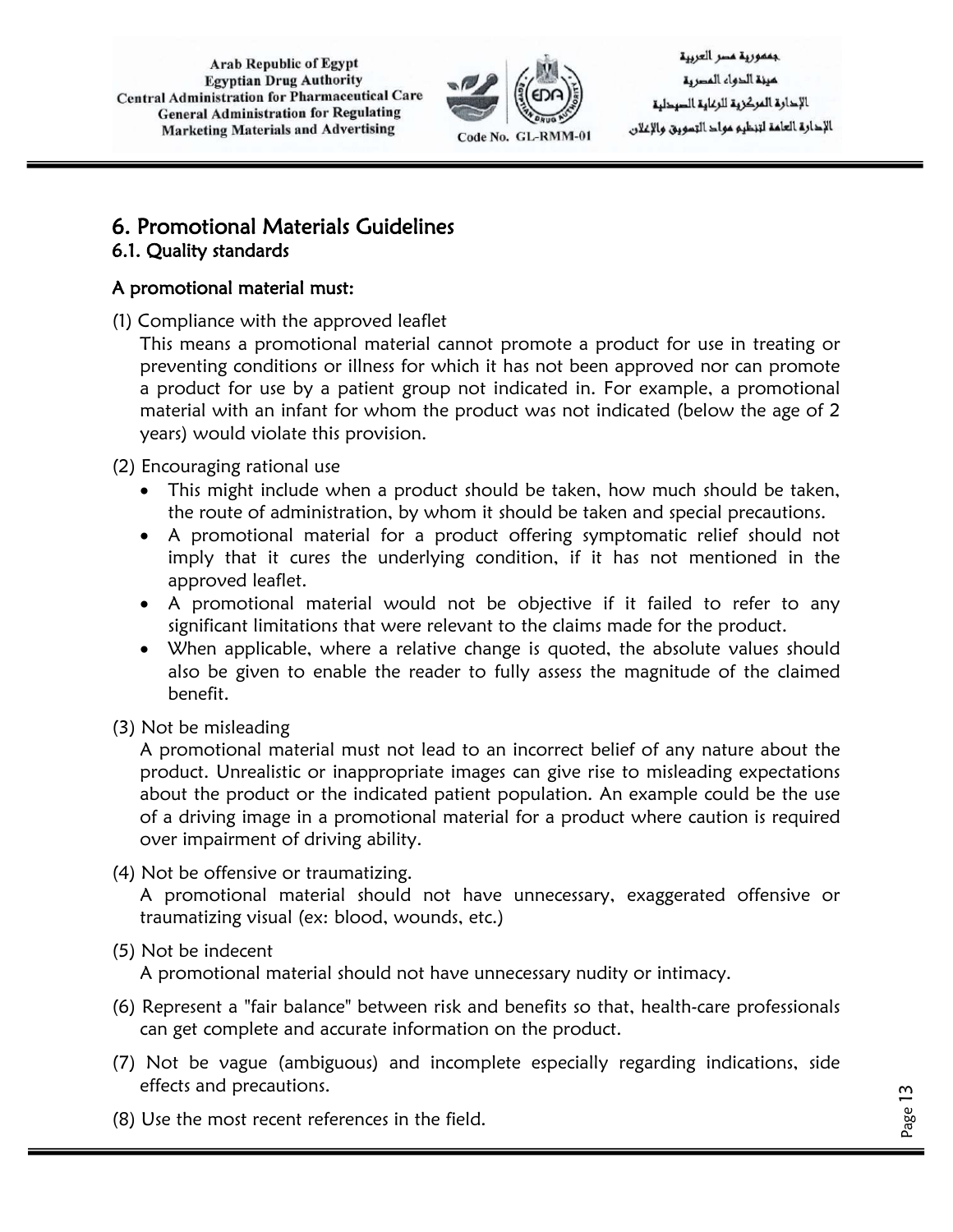# 6. Promotional Materials Guidelines

## 6.1. Quality standards

**A promotional material must:**

(1) Compliance with the approved leaflet

This means a promotional material cannot promote a product for use in treating or preventing conditions or illness for which it has not been approved nor can promote a product for use by a patient group not indicated in. For example, a promotional material with an infant for whom the product was not indicated (below the age of 2 years) would violate this provision.

(2) Encouraging rational use

- This might include when a product should be taken, how much should be taken, the route of administration, by whom it should be taken and special precautions.
- A promotional material for a product offering symptomatic relief should not imply that it cures the underlying condition, if it has not mentioned in the approved leaflet.
- A promotional material would not be objective if it failed to refer to any significant limitations that were relevant to the claims made for the product.
- When applicable, where a relative change is quoted, the absolute values should also be given to enable the reader to fully assess the magnitude of the claimed benefit.

(3) Not be misleading

A promotional material must not lead to an incorrect belief of any nature about the product. Unrealistic or inappropriate images can give rise to misleading expectations about the product or the indicated patient population. An example could be the use of a driving image in a promotional material for a product where caution is required over impairment of driving ability.

(4) Not be offensive or traumatizing.

A promotional material should not have unnecessary, exaggerated offensive or traumatizing visual (ex: blood, wounds, etc.)

(5) Not be indecent

A promotional material should not have unnecessary nudity or intimacy.

(6) Represent a "fair balance" between risk and benefits so that, health-care professionals can get complete and accurate information on the product.

(7) Not be vague (ambiguous) and incomplete especially regarding indications, side effects and precautions.

(8) Use the most recent references in the field.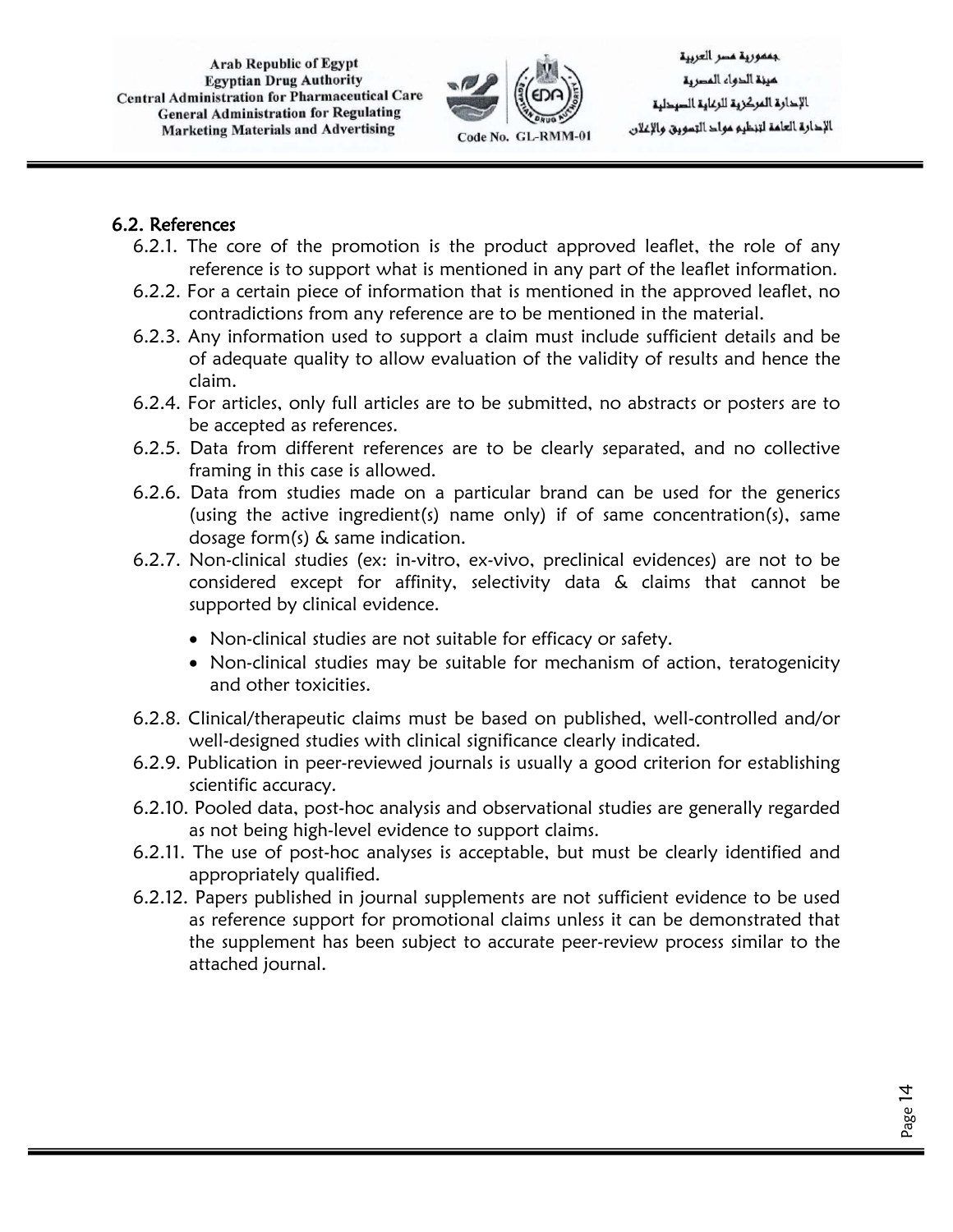## 6.2. References

6.2.1. The core of the promotion is the product approved leaflet, the role of any reference is to support what is mentioned in any part of the leaflet information.

6.2.2. For a certain piece of information that is mentioned in the approved leaflet, no contradictions from any reference are to be mentioned in the material.

6.2.3. Any information used to support a claim must include sufficient details and be of adequate quality to allow evaluation of the validity of results and hence the claim.

6.2.4. For articles, only full articles are to be submitted, no abstracts or posters are to be accepted as references.

6.2.5. Data from different references are to be clearly separated, and no collective framing in this case is allowed.

6.2.6. Data from studies made on a particular brand can be used for the generics (using the active ingredient(s) name only) if of same concentration(s), same dosage form(s) & same indication.

6.2.7. Non-clinical studies (ex: in-vitro, ex-vivo, preclinical evidences) are not to be considered except for affinity, selectivity data & claims that cannot be supported by clinical evidence.

- Non-clinical studies are not suitable for efficacy or safety.
- Non-clinical studies may be suitable for mechanism of action, teratogenicity and other toxicities.

6.2.8. Clinical/therapeutic claims must be based on published, well-controlled and/or well-designed studies with clinical significance clearly indicated.

6.2.9. Publication in peer-reviewed journals is usually a good criterion for establishing scientific accuracy.

6.2.10. Pooled data, post-hoc analysis and observational studies are generally regarded as not being high-level evidence to support claims.

6.2.11. The use of post-hoc analyses is acceptable, but must be clearly identified and appropriately qualified.

6.2.12. Papers published in journal supplements are not sufficient evidence to be used as reference support for promotional claims unless it can be demonstrated that the supplement has been subject to accurate peer-review process similar to the attached journal.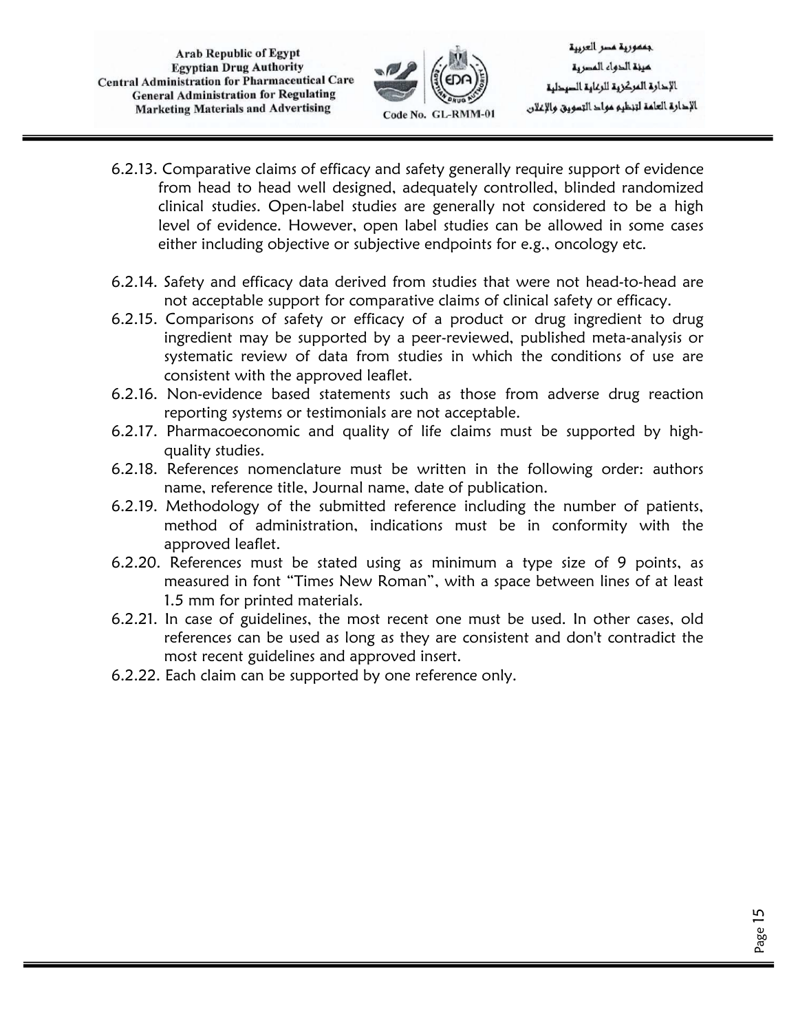6.2.13. Comparative claims of efficacy and safety generally require support of evidence from head to head well designed, adequately controlled, blinded randomized clinical studies. Open-label studies are generally not considered to be a high level of evidence. However, open label studies can be allowed in some cases either including objective or subjective endpoints for e.g., oncology etc.

6.2.14. Safety and efficacy data derived from studies that were not head-to-head are not acceptable support for comparative claims of clinical safety or efficacy.

6.2.15. Comparisons of safety or efficacy of a product or drug ingredient to drug ingredient may be supported by a peer-reviewed, published meta-analysis or systematic review of data from studies in which the conditions of use are consistent with the approved leaflet.

6.2.16. Non-evidence based statements such as those from adverse drug reaction reporting systems or testimonials are not acceptable.

6.2.17. Pharmacoeconomic and quality of life claims must be supported by high-quality studies.

6.2.18. References nomenclature must be written in the following order: authors name, reference title, Journal name, date of publication.

6.2.19. Methodology of the submitted reference including the number of patients, method of administration, indications must be in conformity with the approved leaflet.

6.2.20. References must be stated using as minimum a type size of 9 points, as measured in font "Times New Roman", with a space between lines of at least 1.5 mm for printed materials.

6.2.21. In case of guidelines, the most recent one must be used. In other cases, old references can be used as long as they are consistent and don't contradict the most recent guidelines and approved insert.

6.2.22. Each claim can be supported by one reference only.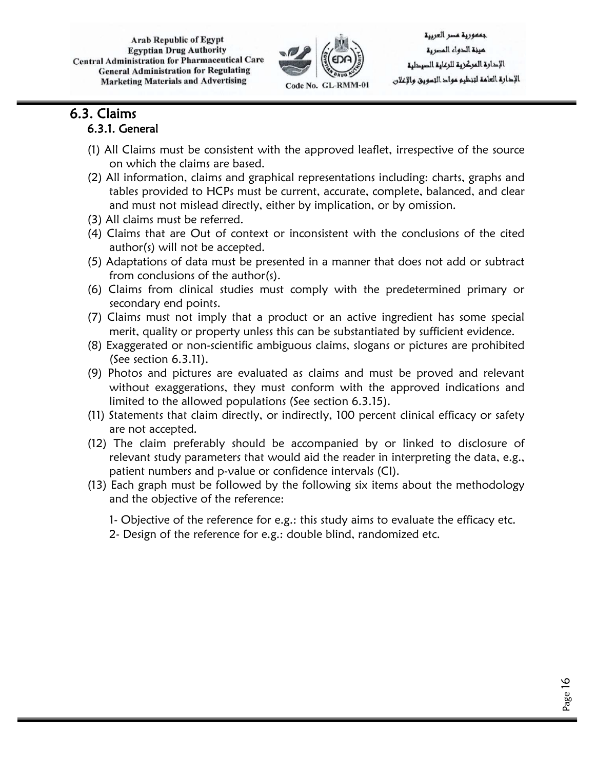## 6.3. Claims

### 6.3.1. General

(1) All Claims must be consistent with the approved leaflet, irrespective of the source on which the claims are based.

(2) All information, claims and graphical representations including: charts, graphs and tables provided to HCPs must be current, accurate, complete, balanced, and clear and must not mislead directly, either by implication, or by omission.

(3) All claims must be referred.

(4) Claims that are Out of context or inconsistent with the conclusions of the cited author(s) will not be accepted.

(5) Adaptations of data must be presented in a manner that does not add or subtract from conclusions of the author(s).

(6) Claims from clinical studies must comply with the predetermined primary or secondary end points.

(7) Claims must not imply that a product or an active ingredient has some special merit, quality or property unless this can be substantiated by sufficient evidence.

(8) Exaggerated or non-scientific ambiguous claims, slogans or pictures are prohibited (See section 6.3.11).

(9) Photos and pictures are evaluated as claims and must be proved and relevant without exaggerations, they must conform with the approved indications and limited to the allowed populations (See section 6.3.15).

(11) Statements that claim directly, or indirectly, 100 percent clinical efficacy or safety are not accepted.

(12) The claim preferably should be accompanied by or linked to disclosure of relevant study parameters that would aid the reader in interpreting the data, e.g., patient numbers and p-value or confidence intervals (CI).

(13) Each graph must be followed by the following six items about the methodology and the objective of the reference:

1- Objective of the reference for e.g.: this study aims to evaluate the efficacy etc.

2- Design of the reference for e.g.: double blind, randomized etc.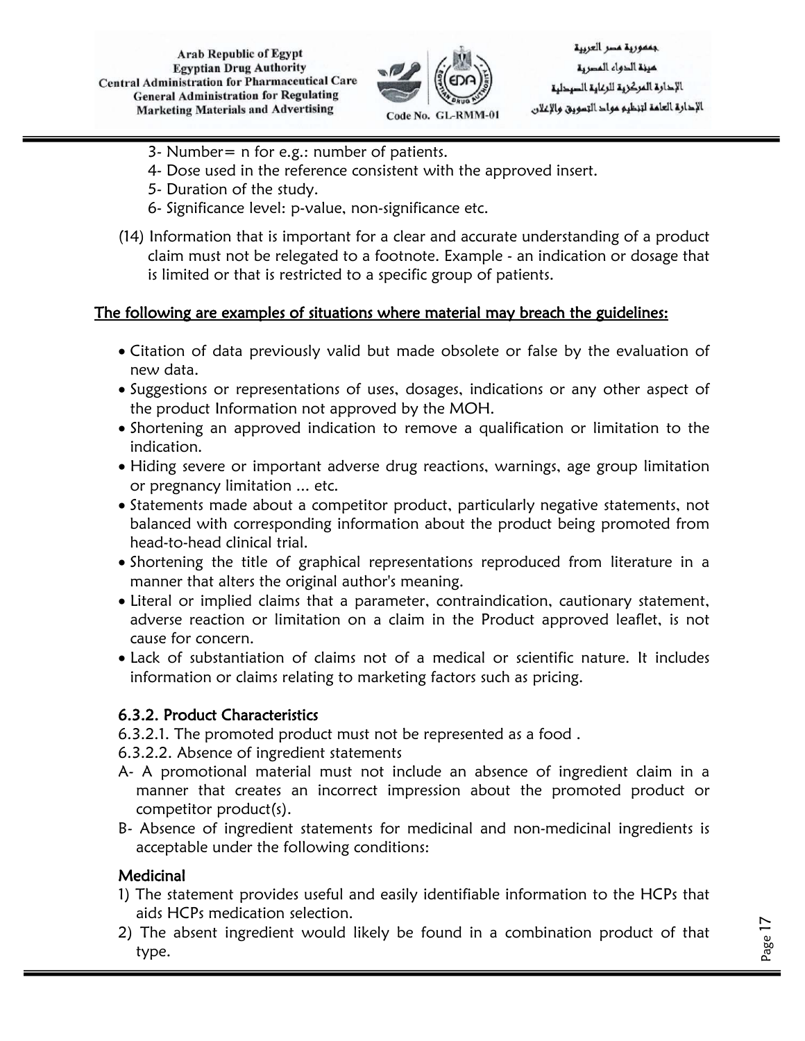3- Number= n for e.g.: number of patients.
4- Dose used in the reference consistent with the approved insert.
5- Duration of the study.
6- Significance level: p-value, non-significance etc.

(14) Information that is important for a clear and accurate understanding of a product claim must not be relegated to a footnote. Example - an indication or dosage that is limited or that is restricted to a specific group of patients.

**The following are examples of situations where material may breach the guidelines:**

- Citation of data previously valid but made obsolete or false by the evaluation of new data.
- Suggestions or representations of uses, dosages, indications or any other aspect of the product Information not approved by the MOH.
- Shortening an approved indication to remove a qualification or limitation to the indication.
- Hiding severe or important adverse drug reactions, warnings, age group limitation or pregnancy limitation ... etc.
- Statements made about a competitor product, particularly negative statements, not balanced with corresponding information about the product being promoted from head-to-head clinical trial.
- Shortening the title of graphical representations reproduced from literature in a manner that alters the original author's meaning.
- Literal or implied claims that a parameter, contraindication, cautionary statement, adverse reaction or limitation on a claim in the Product approved leaflet, is not cause for concern.
- Lack of substantiation of claims not of a medical or scientific nature. It includes information or claims relating to marketing factors such as pricing.

### 6.3.2. Product Characteristics

6.3.2.1. The promoted product must not be represented as a food .

6.3.2.2. Absence of ingredient statements

A- A promotional material must not include an absence of ingredient claim in a manner that creates an incorrect impression about the promoted product or competitor product(s).

B- Absence of ingredient statements for medicinal and non-medicinal ingredients is acceptable under the following conditions:

#### Medicinal

1) The statement provides useful and easily identifiable information to the HCPs that aids HCPs medication selection.
2) The absent ingredient would likely be found in a combination product of that type.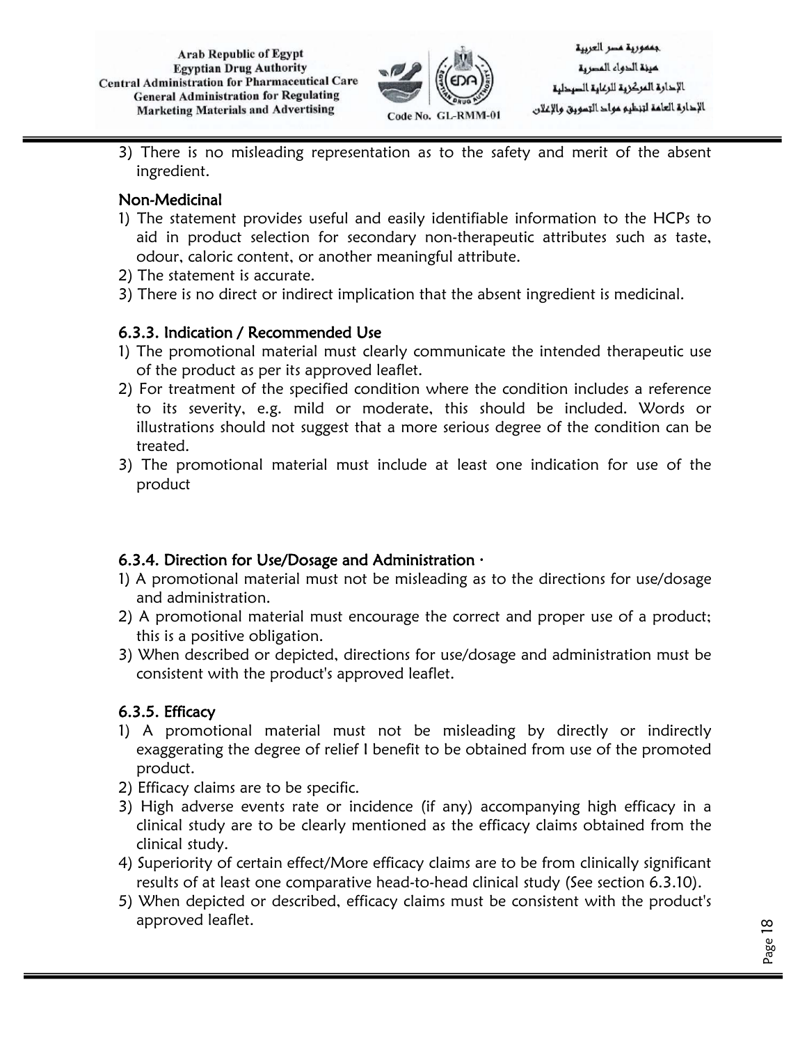3) There is no misleading representation as to the safety and merit of the absent ingredient.

**Non-Medicinal**

1) The statement provides useful and easily identifiable information to the HCPs to aid in product selection for secondary non-therapeutic attributes such as taste, odour, caloric content, or another meaningful attribute.
2) The statement is accurate.
3) There is no direct or indirect implication that the absent ingredient is medicinal.

### 6.3.3. Indication / Recommended Use

1) The promotional material must clearly communicate the intended therapeutic use of the product as per its approved leaflet.
2) For treatment of the specified condition where the condition includes a reference to its severity, e.g. mild or moderate, this should be included. Words or illustrations should not suggest that a more serious degree of the condition can be treated.
3) The promotional material must include at least one indication for use of the product

### 6.3.4. Direction for Use/Dosage and Administration ·

1) A promotional material must not be misleading as to the directions for use/dosage and administration.
2) A promotional material must encourage the correct and proper use of a product; this is a positive obligation.
3) When described or depicted, directions for use/dosage and administration must be consistent with the product's approved leaflet.

### 6.3.5. Efficacy

1) A promotional material must not be misleading by directly or indirectly exaggerating the degree of relief I benefit to be obtained from use of the promoted product.
2) Efficacy claims are to be specific.
3) High adverse events rate or incidence (if any) accompanying high efficacy in a clinical study are to be clearly mentioned as the efficacy claims obtained from the clinical study.
4) Superiority of certain effect/More efficacy claims are to be from clinically significant results of at least one comparative head-to-head clinical study (See section 6.3.10).
5) When depicted or described, efficacy claims must be consistent with the product's approved leaflet.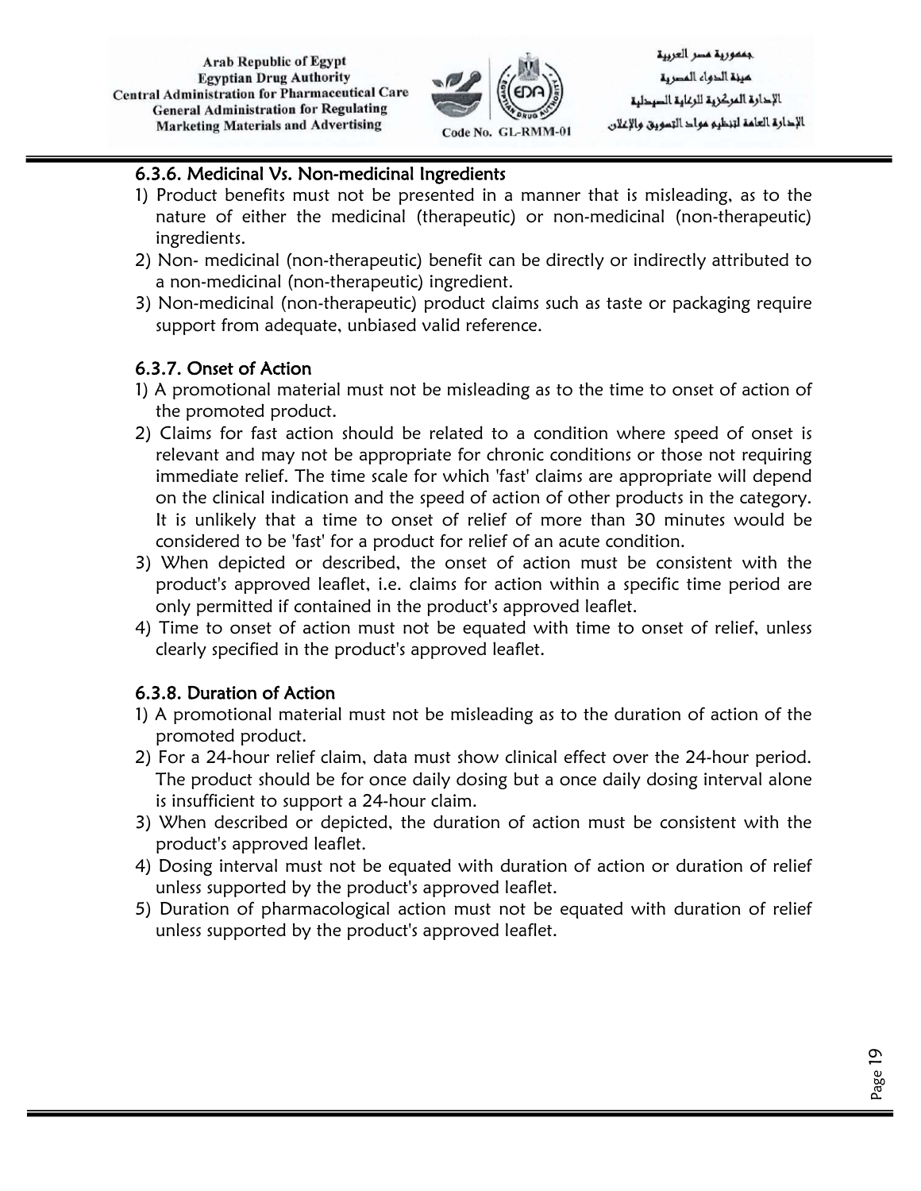#### 6.3.6. Medicinal Vs. Non-medicinal Ingredients

1) Product benefits must not be presented in a manner that is misleading, as to the nature of either the medicinal (therapeutic) or non-medicinal (non-therapeutic) ingredients.
2) Non- medicinal (non-therapeutic) benefit can be directly or indirectly attributed to a non-medicinal (non-therapeutic) ingredient.
3) Non-medicinal (non-therapeutic) product claims such as taste or packaging require support from adequate, unbiased valid reference.

#### 6.3.7. Onset of Action

1) A promotional material must not be misleading as to the time to onset of action of the promoted product.
2) Claims for fast action should be related to a condition where speed of onset is relevant and may not be appropriate for chronic conditions or those not requiring immediate relief. The time scale for which 'fast' claims are appropriate will depend on the clinical indication and the speed of action of other products in the category. It is unlikely that a time to onset of relief of more than 30 minutes would be considered to be 'fast' for a product for relief of an acute condition.
3) When depicted or described, the onset of action must be consistent with the product's approved leaflet, i.e. claims for action within a specific time period are only permitted if contained in the product's approved leaflet.
4) Time to onset of action must not be equated with time to onset of relief, unless clearly specified in the product's approved leaflet.

#### 6.3.8. Duration of Action

1) A promotional material must not be misleading as to the duration of action of the promoted product.
2) For a 24-hour relief claim, data must show clinical effect over the 24-hour period. The product should be for once daily dosing but a once daily dosing interval alone is insufficient to support a 24-hour claim.
3) When described or depicted, the duration of action must be consistent with the product's approved leaflet.
4) Dosing interval must not be equated with duration of action or duration of relief unless supported by the product's approved leaflet.
5) Duration of pharmacological action must not be equated with duration of relief unless supported by the product's approved leaflet.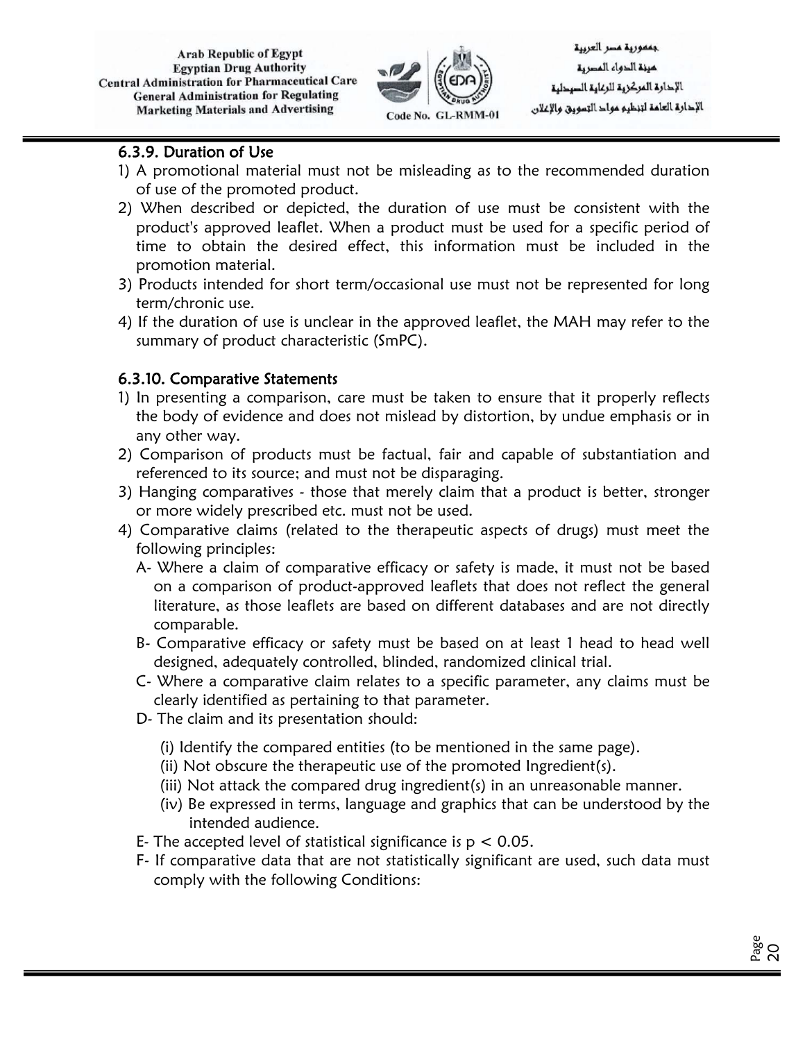### 6.3.9. Duration of Use

1) A promotional material must not be misleading as to the recommended duration of use of the promoted product.
2) When described or depicted, the duration of use must be consistent with the product's approved leaflet. When a product must be used for a specific period of time to obtain the desired effect, this information must be included in the promotion material.
3) Products intended for short term/occasional use must not be represented for long term/chronic use.
4) If the duration of use is unclear in the approved leaflet, the MAH may refer to the summary of product characteristic (SmPC).

### 6.3.10. Comparative Statements

1) In presenting a comparison, care must be taken to ensure that it properly reflects the body of evidence and does not mislead by distortion, by undue emphasis or in any other way.
2) Comparison of products must be factual, fair and capable of substantiation and referenced to its source; and must not be disparaging.
3) Hanging comparatives - those that merely claim that a product is better, stronger or more widely prescribed etc. must not be used.
4) Comparative claims (related to the therapeutic aspects of drugs) must meet the following principles:
   A- Where a claim of comparative efficacy or safety is made, it must not be based on a comparison of product-approved leaflets that does not reflect the general literature, as those leaflets are based on different databases and are not directly comparable.
   B- Comparative efficacy or safety must be based on at least 1 head to head well designed, adequately controlled, blinded, randomized clinical trial.
   C- Where a comparative claim relates to a specific parameter, any claims must be clearly identified as pertaining to that parameter.
   D- The claim and its presentation should:
      (i) Identify the compared entities (to be mentioned in the same page).
      (ii) Not obscure the therapeutic use of the promoted Ingredient(s).
      (iii) Not attack the compared drug ingredient(s) in an unreasonable manner.
      (iv) Be expressed in terms, language and graphics that can be understood by the intended audience.
   E- The accepted level of statistical significance is $p < 0.05$.
   F- If comparative data that are not statistically significant are used, such data must comply with the following Conditions: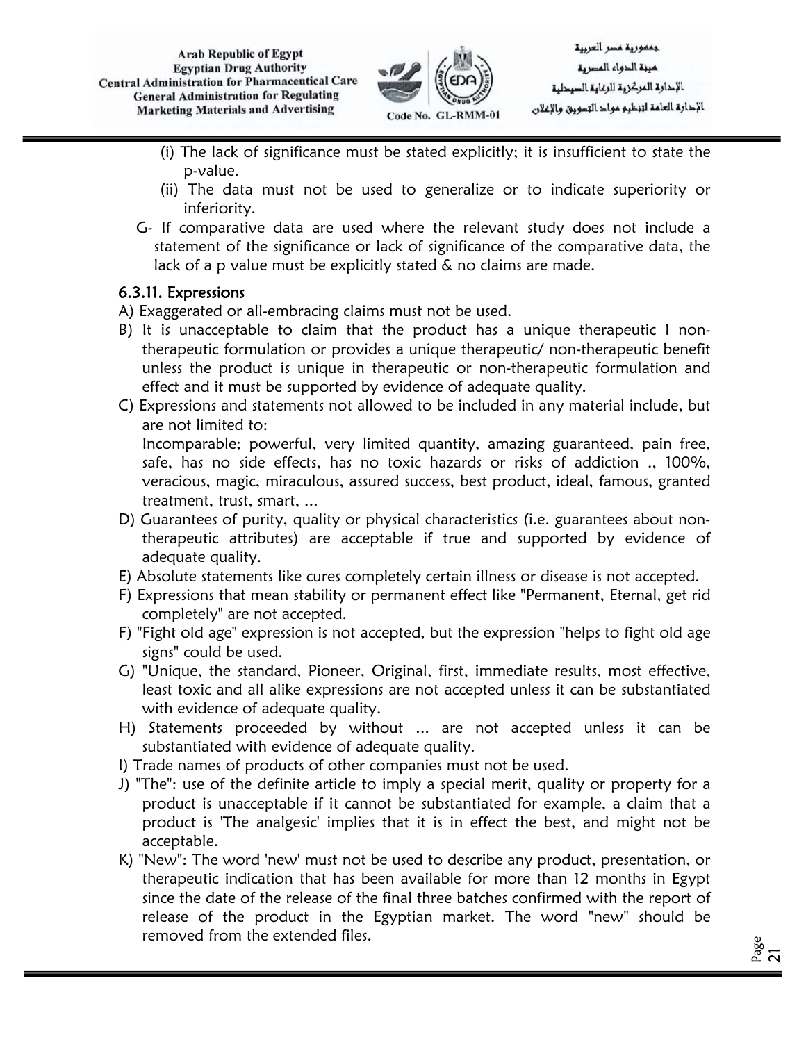(i) The lack of significance must be stated explicitly; it is insufficient to state the p-value.

(ii) The data must not be used to generalize or to indicate superiority or inferiority.

G- If comparative data are used where the relevant study does not include a statement of the significance or lack of significance of the comparative data, the lack of a p value must be explicitly stated & no claims are made.

### 6.3.11. Expressions

A) Exaggerated or all-embracing claims must not be used.

B) It is unacceptable to claim that the product has a unique therapeutic I non-therapeutic formulation or provides a unique therapeutic/ non-therapeutic benefit unless the product is unique in therapeutic or non-therapeutic formulation and effect and it must be supported by evidence of adequate quality.

C) Expressions and statements not allowed to be included in any material include, but are not limited to:
Incomparable; powerful, very limited quantity, amazing guaranteed, pain free, safe, has no side effects, has no toxic hazards or risks of addiction ., 100%, veracious, magic, miraculous, assured success, best product, ideal, famous, granted treatment, trust, smart, ...

D) Guarantees of purity, quality or physical characteristics (i.e. guarantees about non-therapeutic attributes) are acceptable if true and supported by evidence of adequate quality.

E) Absolute statements like cures completely certain illness or disease is not accepted.

F) Expressions that mean stability or permanent effect like "Permanent, Eternal, get rid completely" are not accepted.

F) "Fight old age" expression is not accepted, but the expression "helps to fight old age signs" could be used.

G) "Unique, the standard, Pioneer, Original, first, immediate results, most effective, least toxic and all alike expressions are not accepted unless it can be substantiated with evidence of adequate quality.

H) Statements proceeded by without ... are not accepted unless it can be substantiated with evidence of adequate quality.

I) Trade names of products of other companies must not be used.

J) "The": use of the definite article to imply a special merit, quality or property for a product is unacceptable if it cannot be substantiated for example, a claim that a product is 'The analgesic' implies that it is in effect the best, and might not be acceptable.

K) "New": The word 'new' must not be used to describe any product, presentation, or therapeutic indication that has been available for more than 12 months in Egypt since the date of the release of the final three batches confirmed with the report of release of the product in the Egyptian market. The word "new" should be removed from the extended files.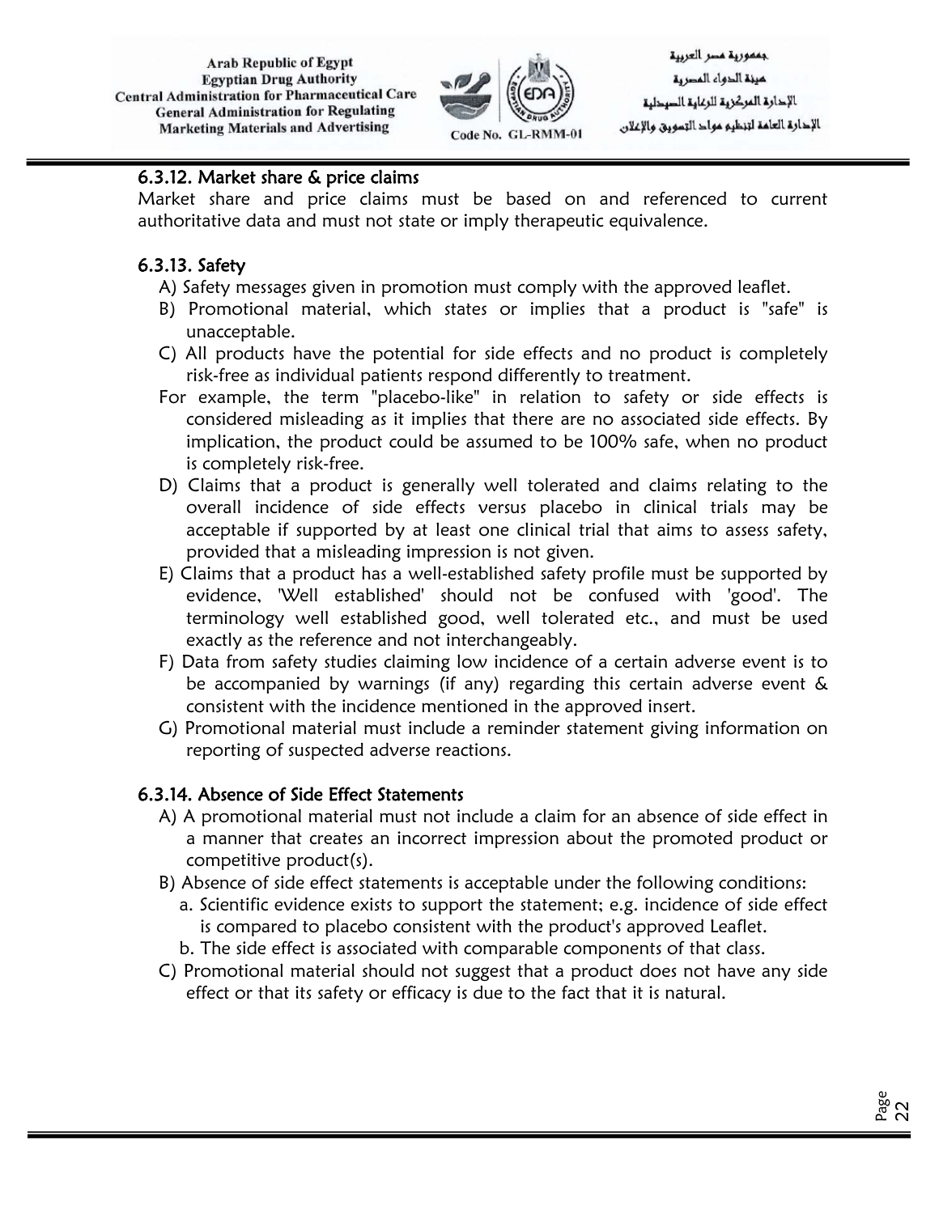### 6.3.12. Market share & price claims

Market share and price claims must be based on and referenced to current authoritative data and must not state or imply therapeutic equivalence.

### 6.3.13. Safety

A) Safety messages given in promotion must comply with the approved leaflet.

B) Promotional material, which states or implies that a product is "safe" is unacceptable.

C) All products have the potential for side effects and no product is completely risk-free as individual patients respond differently to treatment.

For example, the term "placebo-like" in relation to safety or side effects is considered misleading as it implies that there are no associated side effects. By implication, the product could be assumed to be 100% safe, when no product is completely risk-free.

D) Claims that a product is generally well tolerated and claims relating to the overall incidence of side effects versus placebo in clinical trials may be acceptable if supported by at least one clinical trial that aims to assess safety, provided that a misleading impression is not given.

E) Claims that a product has a well-established safety profile must be supported by evidence, 'Well established' should not be confused with 'good'. The terminology well established good, well tolerated etc., and must be used exactly as the reference and not interchangeably.

F) Data from safety studies claiming low incidence of a certain adverse event is to be accompanied by warnings (if any) regarding this certain adverse event & consistent with the incidence mentioned in the approved insert.

G) Promotional material must include a reminder statement giving information on reporting of suspected adverse reactions.

### 6.3.14. Absence of Side Effect Statements

A) A promotional material must not include a claim for an absence of side effect in a manner that creates an incorrect impression about the promoted product or competitive product(s).

B) Absence of side effect statements is acceptable under the following conditions:

a. Scientific evidence exists to support the statement; e.g. incidence of side effect is compared to placebo consistent with the product's approved Leaflet.

b. The side effect is associated with comparable components of that class.

C) Promotional material should not suggest that a product does not have any side effect or that its safety or efficacy is due to the fact that it is natural.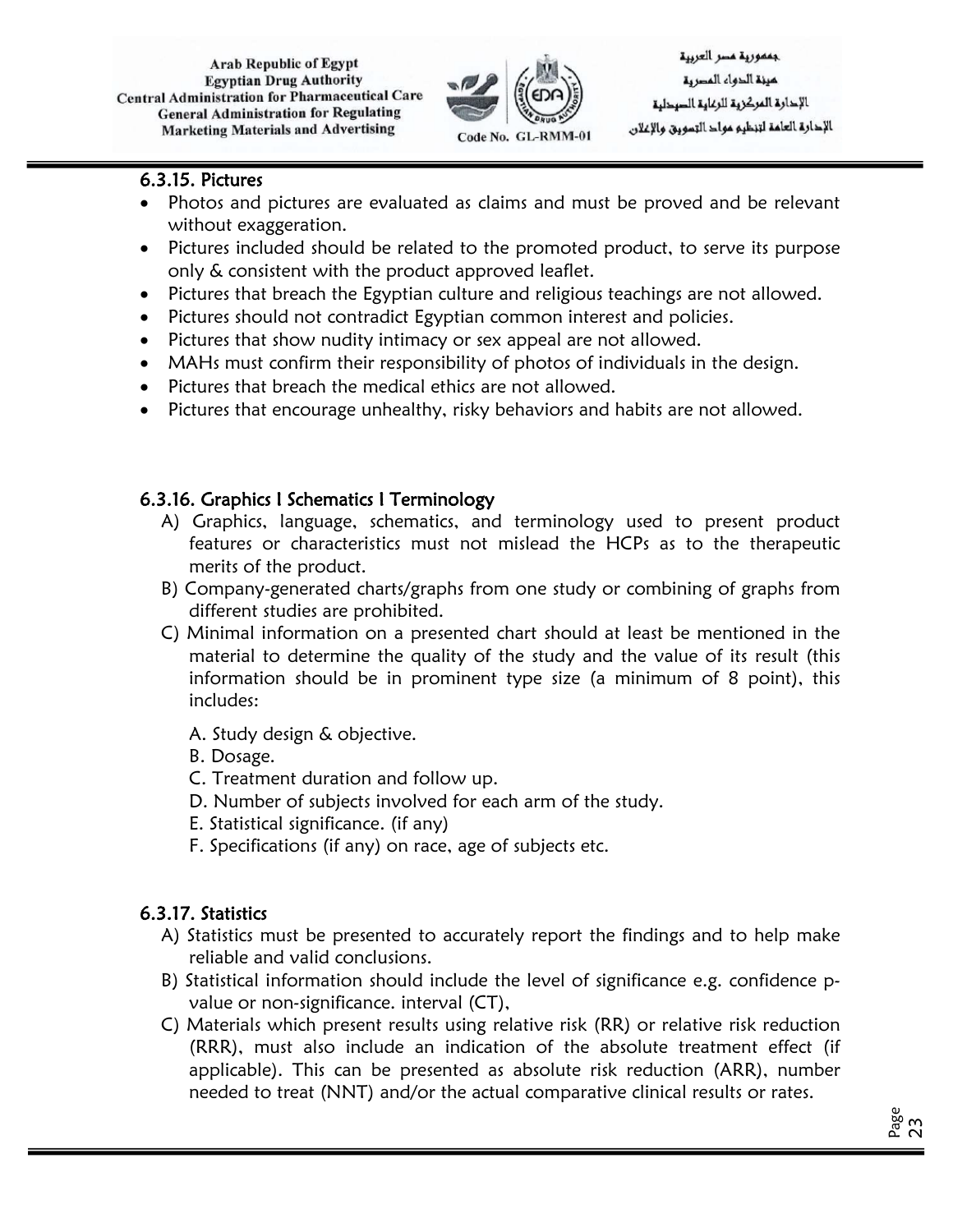#### 6.3.15. Pictures

- Photos and pictures are evaluated as claims and must be proved and be relevant without exaggeration.
- Pictures included should be related to the promoted product, to serve its purpose only & consistent with the product approved leaflet.
- Pictures that breach the Egyptian culture and religious teachings are not allowed.
- Pictures should not contradict Egyptian common interest and policies.
- Pictures that show nudity intimacy or sex appeal are not allowed.
- MAHs must confirm their responsibility of photos of individuals in the design.
- Pictures that breach the medical ethics are not allowed.
- Pictures that encourage unhealthy, risky behaviors and habits are not allowed.

#### 6.3.16. Graphics I Schematics I Terminology

A) Graphics, language, schematics, and terminology used to present product features or characteristics must not mislead the HCPs as to the therapeutic merits of the product.

B) Company-generated charts/graphs from one study or combining of graphs from different studies are prohibited.

C) Minimal information on a presented chart should at least be mentioned in the material to determine the quality of the study and the value of its result (this information should be in prominent type size (a minimum of 8 point), this includes:

A. Study design & objective.
B. Dosage.
C. Treatment duration and follow up.
D. Number of subjects involved for each arm of the study.
E. Statistical significance. (if any)
F. Specifications (if any) on race, age of subjects etc.

#### 6.3.17. Statistics

A) Statistics must be presented to accurately report the findings and to help make reliable and valid conclusions.

B) Statistical information should include the level of significance e.g. confidence p-value or non-significance. interval (CT),

C) Materials which present results using relative risk (RR) or relative risk reduction (RRR), must also include an indication of the absolute treatment effect (if applicable). This can be presented as absolute risk reduction (ARR), number needed to treat (NNT) and/or the actual comparative clinical results or rates.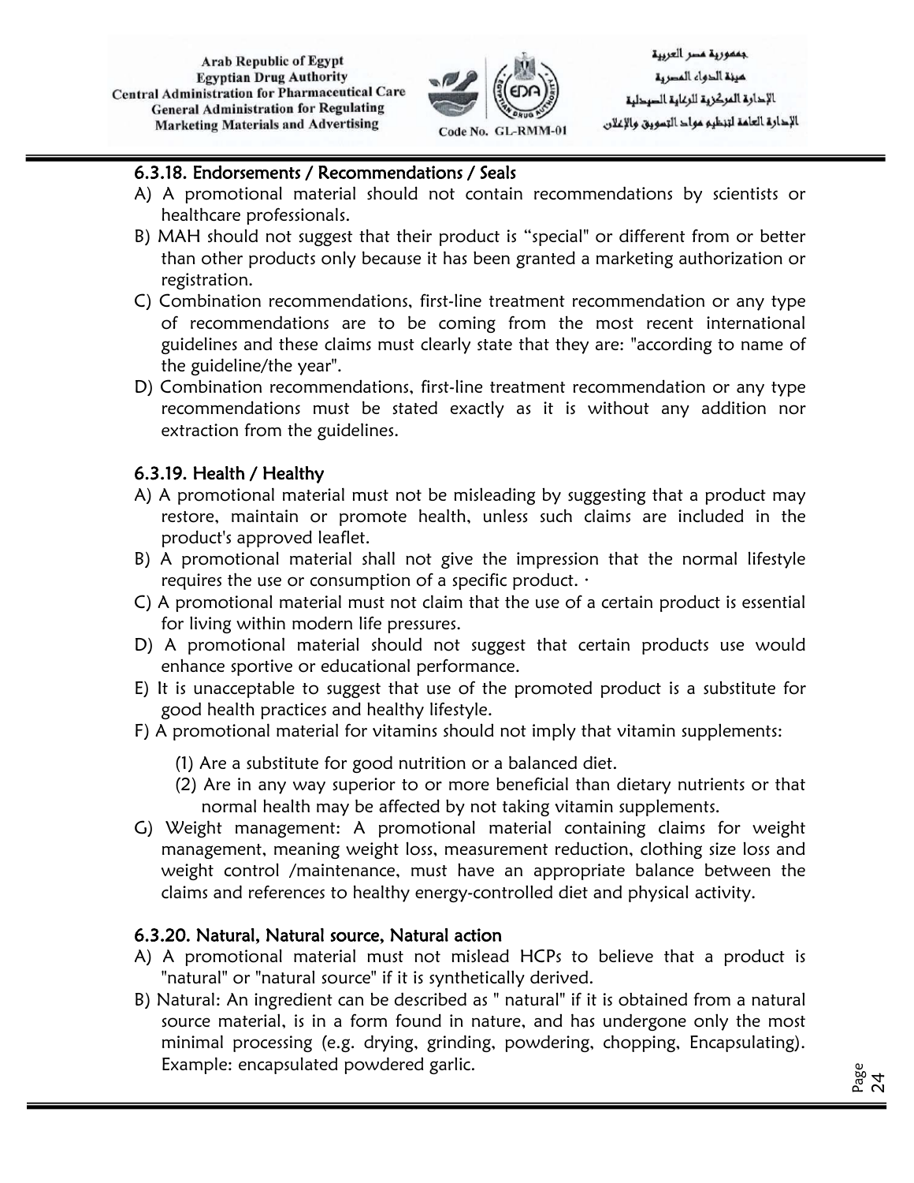#### 6.3.18. Endorsements / Recommendations / Seals

A) A promotional material should not contain recommendations by scientists or healthcare professionals.

B) MAH should not suggest that their product is "special" or different from or better than other products only because it has been granted a marketing authorization or registration.

C) Combination recommendations, first-line treatment recommendation or any type of recommendations are to be coming from the most recent international guidelines and these claims must clearly state that they are: "according to name of the guideline/the year".

D) Combination recommendations, first-line treatment recommendation or any type recommendations must be stated exactly as it is without any addition nor extraction from the guidelines.

#### 6.3.19. Health / Healthy

A) A promotional material must not be misleading by suggesting that a product may restore, maintain or promote health, unless such claims are included in the product's approved leaflet.

B) A promotional material shall not give the impression that the normal lifestyle requires the use or consumption of a specific product. ·

C) A promotional material must not claim that the use of a certain product is essential for living within modern life pressures.

D) A promotional material should not suggest that certain products use would enhance sportive or educational performance.

E) It is unacceptable to suggest that use of the promoted product is a substitute for good health practices and healthy lifestyle.

F) A promotional material for vitamins should not imply that vitamin supplements:

(1) Are a substitute for good nutrition or a balanced diet.

(2) Are in any way superior to or more beneficial than dietary nutrients or that normal health may be affected by not taking vitamin supplements.

G) Weight management: A promotional material containing claims for weight management, meaning weight loss, measurement reduction, clothing size loss and weight control /maintenance, must have an appropriate balance between the claims and references to healthy energy-controlled diet and physical activity.

#### 6.3.20. Natural, Natural source, Natural action

A) A promotional material must not mislead HCPs to believe that a product is "natural" or "natural source" if it is synthetically derived.

B) Natural: An ingredient can be described as " natural" if it is obtained from a natural source material, is in a form found in nature, and has undergone only the most minimal processing (e.g. drying, grinding, powdering, chopping, Encapsulating). Example: encapsulated powdered garlic.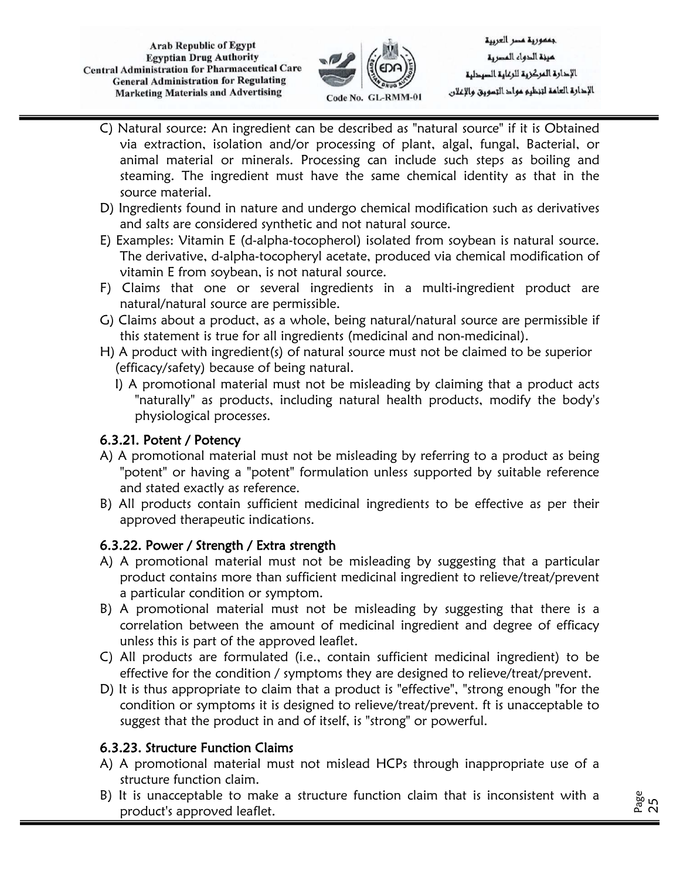C) Natural source: An ingredient can be described as "natural source" if it is Obtained via extraction, isolation and/or processing of plant, algal, fungal, Bacterial, or animal material or minerals. Processing can include such steps as boiling and steaming. The ingredient must have the same chemical identity as that in the source material.

D) Ingredients found in nature and undergo chemical modification such as derivatives and salts are considered synthetic and not natural source.

E) Examples: Vitamin E (d-alpha-tocopherol) isolated from soybean is natural source. The derivative, d-alpha-tocopheryl acetate, produced via chemical modification of vitamin E from soybean, is not natural source.

F) Claims that one or several ingredients in a multi-ingredient product are natural/natural source are permissible.

G) Claims about a product, as a whole, being natural/natural source are permissible if this statement is true for all ingredients (medicinal and non-medicinal).

H) A product with ingredient(s) of natural source must not be claimed to be superior (efficacy/safety) because of being natural.

I) A promotional material must not be misleading by claiming that a product acts "naturally" as products, including natural health products, modify the body's physiological processes.

### 6.3.21. Potent / Potency

A) A promotional material must not be misleading by referring to a product as being "potent" or having a "potent" formulation unless supported by suitable reference and stated exactly as reference.

B) All products contain sufficient medicinal ingredients to be effective as per their approved therapeutic indications.

### 6.3.22. Power / Strength / Extra strength

A) A promotional material must not be misleading by suggesting that a particular product contains more than sufficient medicinal ingredient to relieve/treat/prevent a particular condition or symptom.

B) A promotional material must not be misleading by suggesting that there is a correlation between the amount of medicinal ingredient and degree of efficacy unless this is part of the approved leaflet.

C) All products are formulated (i.e., contain sufficient medicinal ingredient) to be effective for the condition / symptoms they are designed to relieve/treat/prevent.

D) It is thus appropriate to claim that a product is "effective", "strong enough "for the condition or symptoms it is designed to relieve/treat/prevent. ft is unacceptable to suggest that the product in and of itself, is "strong" or powerful.

### 6.3.23. Structure Function Claims

A) A promotional material must not mislead HCPs through inappropriate use of a structure function claim.

B) It is unacceptable to make a structure function claim that is inconsistent with a product's approved leaflet.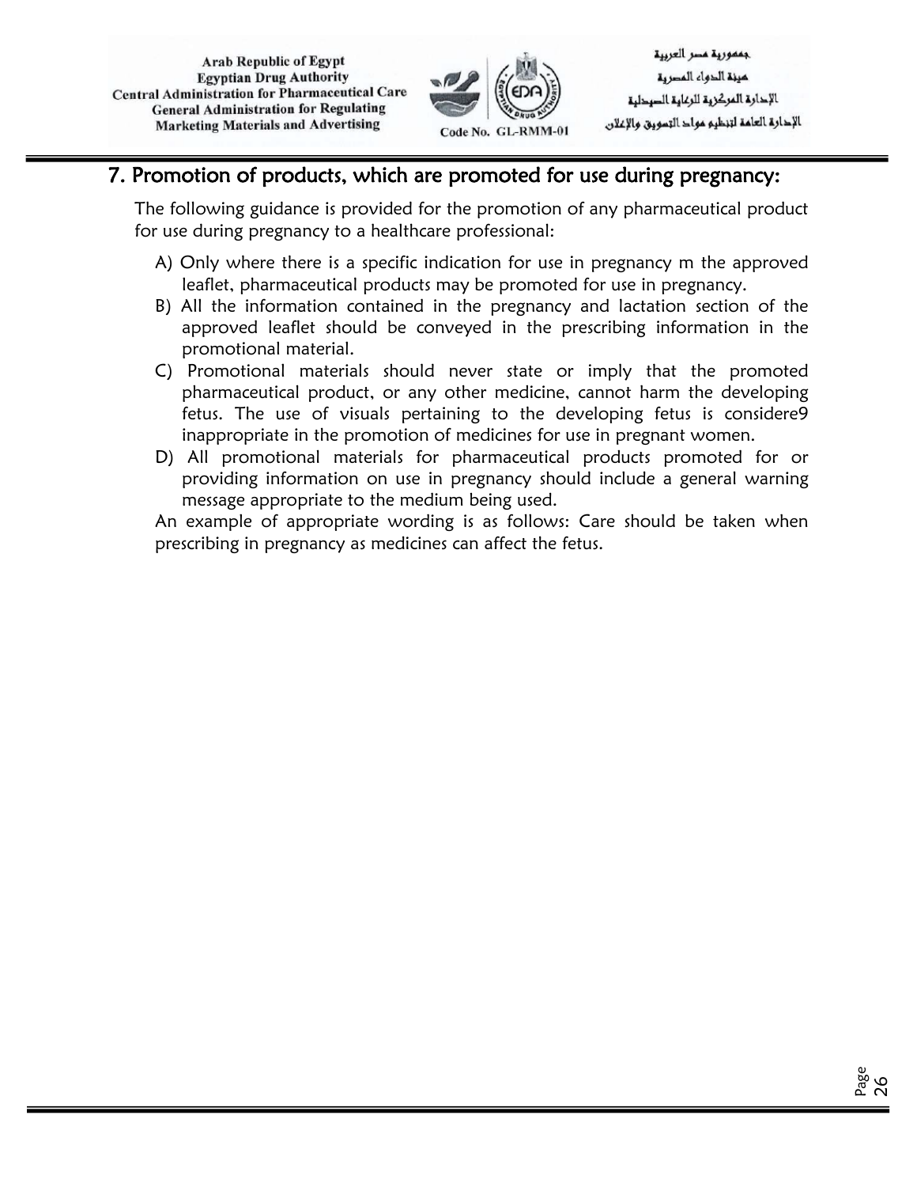## 7. Promotion of products, which are promoted for use during pregnancy:

The following guidance is provided for the promotion of any pharmaceutical product for use during pregnancy to a healthcare professional:

A) Only where there is a specific indication for use in pregnancy m the approved leaflet, pharmaceutical products may be promoted for use in pregnancy.

B) All the information contained in the pregnancy and lactation section of the approved leaflet should be conveyed in the prescribing information in the promotional material.

C) Promotional materials should never state or imply that the promoted pharmaceutical product, or any other medicine, cannot harm the developing fetus. The use of visuals pertaining to the developing fetus is considere9 inappropriate in the promotion of medicines for use in pregnant women.

D) All promotional materials for pharmaceutical products promoted for or providing information on use in pregnancy should include a general warning message appropriate to the medium being used.

An example of appropriate wording is as follows: Care should be taken when prescribing in pregnancy as medicines can affect the fetus.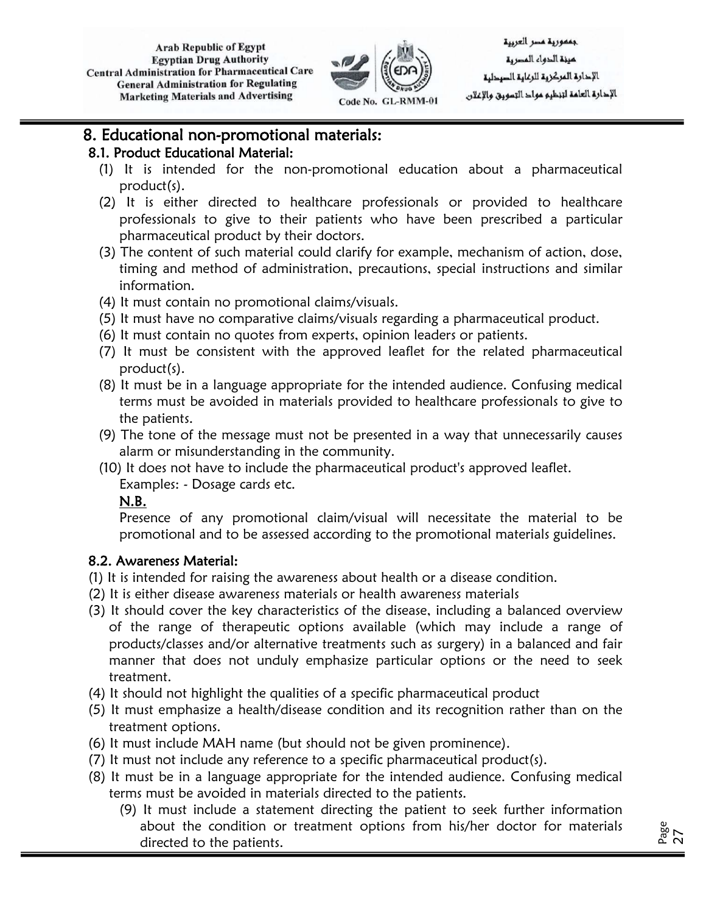## 8. Educational non-promotional materials:

### 8.1. Product Educational Material:

(1) It is intended for the non-promotional education about a pharmaceutical product(s).

(2) It is either directed to healthcare professionals or provided to healthcare professionals to give to their patients who have been prescribed a particular pharmaceutical product by their doctors.

(3) The content of such material could clarify for example, mechanism of action, dose, timing and method of administration, precautions, special instructions and similar information.

(4) It must contain no promotional claims/visuals.

(5) It must have no comparative claims/visuals regarding a pharmaceutical product.

(6) It must contain no quotes from experts, opinion leaders or patients.

(7) It must be consistent with the approved leaflet for the related pharmaceutical product(s).

(8) It must be in a language appropriate for the intended audience. Confusing medical terms must be avoided in materials provided to healthcare professionals to give to the patients.

(9) The tone of the message must not be presented in a way that unnecessarily causes alarm or misunderstanding in the community.

(10) It does not have to include the pharmaceutical product's approved leaflet.

Examples: - Dosage cards etc.

<u>N.B.</u>

Presence of any promotional claim/visual will necessitate the material to be promotional and to be assessed according to the promotional materials guidelines.

### 8.2. Awareness Material:

(1) It is intended for raising the awareness about health or a disease condition.

(2) It is either disease awareness materials or health awareness materials

(3) It should cover the key characteristics of the disease, including a balanced overview of the range of therapeutic options available (which may include a range of products/classes and/or alternative treatments such as surgery) in a balanced and fair manner that does not unduly emphasize particular options or the need to seek treatment.

(4) It should not highlight the qualities of a specific pharmaceutical product

(5) It must emphasize a health/disease condition and its recognition rather than on the treatment options.

(6) It must include MAH name (but should not be given prominence).

(7) It must not include any reference to a specific pharmaceutical product(s).

(8) It must be in a language appropriate for the intended audience. Confusing medical terms must be avoided in materials directed to the patients.

(9) It must include a statement directing the patient to seek further information about the condition or treatment options from his/her doctor for materials directed to the patients.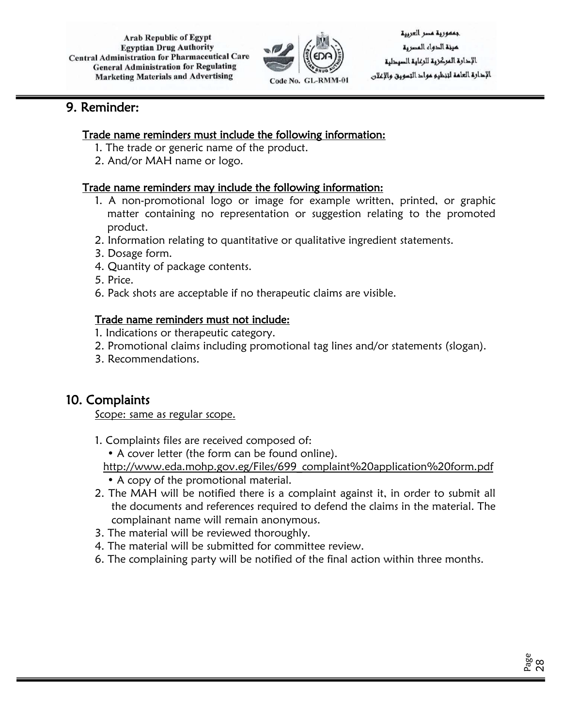## 9. Reminder:

**Trade name reminders must include the following information:**

1. The trade or generic name of the product.
2. And/or MAH name or logo.

**Trade name reminders may include the following information:**

1. A non-promotional logo or image for example written, printed, or graphic matter containing no representation or suggestion relating to the promoted product.
2. Information relating to quantitative or qualitative ingredient statements.
3. Dosage form.
4. Quantity of package contents.
5. Price.
6. Pack shots are acceptable if no therapeutic claims are visible.

**Trade name reminders must not include:**

1. Indications or therapeutic category.
2. Promotional claims including promotional tag lines and/or statements (slogan).
3. Recommendations.

## 10. Complaints

Scope: same as regular scope.

1. Complaints files are received composed of:
   - A cover letter (the form can be found online).
   http://www.eda.mohp.gov.eg/Files/699_complaint%20application%20form.pdf
   - A copy of the promotional material.
2. The MAH will be notified there is a complaint against it, in order to submit all the documents and references required to defend the claims in the material. The complainant name will remain anonymous.
3. The material will be reviewed thoroughly.
4. The material will be submitted for committee review.
6. The complaining party will be notified of the final action within three months.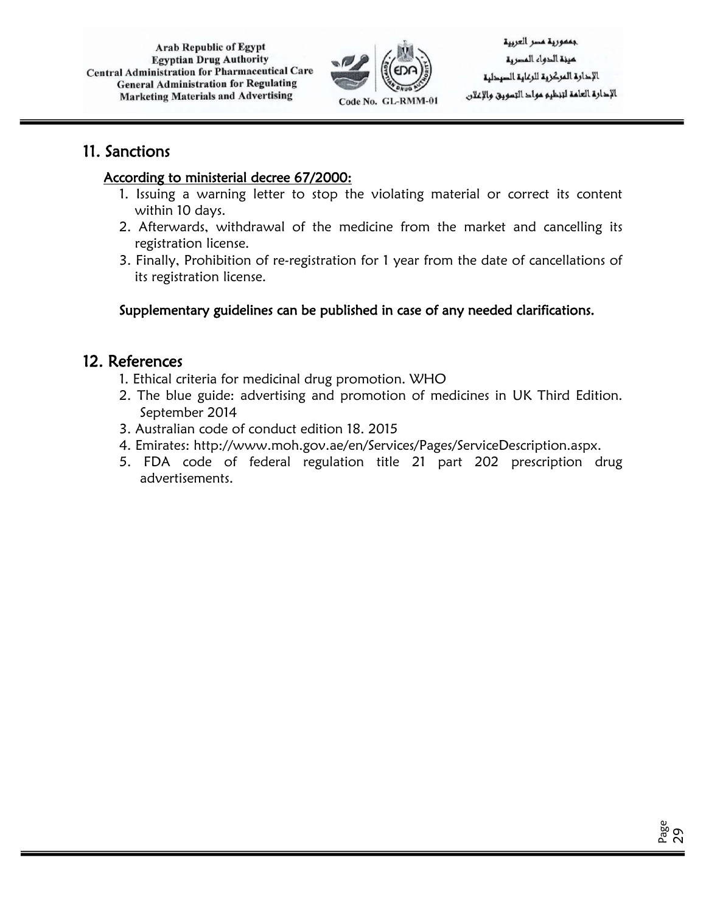## 11. Sanctions

**According to ministerial decree 67/2000:**

1. Issuing a warning letter to stop the violating material or correct its content within 10 days.
2. Afterwards, withdrawal of the medicine from the market and cancelling its registration license.
3. Finally, Prohibition of re-registration for 1 year from the date of cancellations of its registration license.

**Supplementary guidelines can be published in case of any needed clarifications.**

## 12. References

1. Ethical criteria for medicinal drug promotion. WHO
2. The blue guide: advertising and promotion of medicines in UK Third Edition. September 2014
3. Australian code of conduct edition 18. 2015
4. Emirates: http://www.moh.gov.ae/en/Services/Pages/ServiceDescription.aspx.
5. FDA code of federal regulation title 21 part 202 prescription drug advertisements.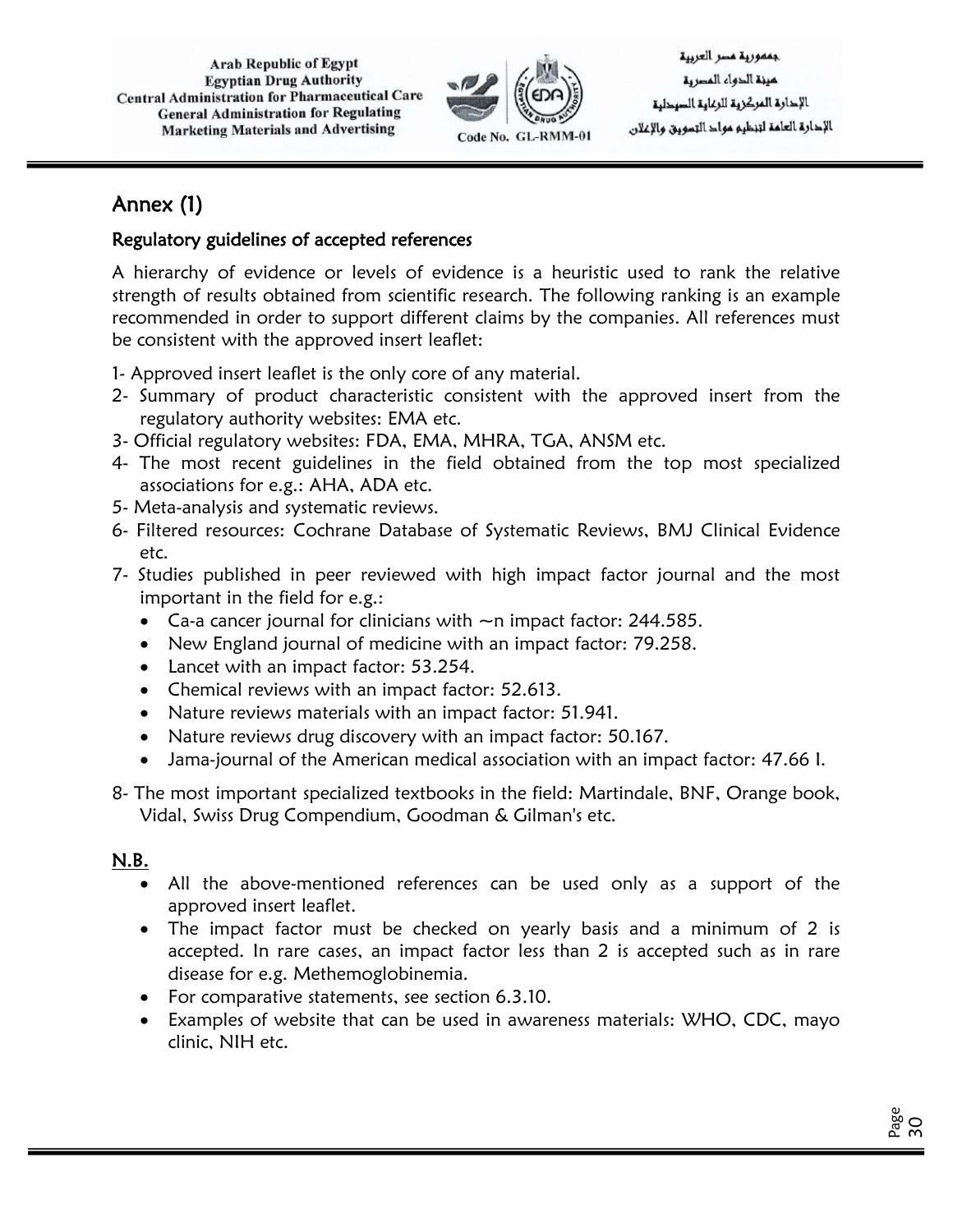# Annex (1)

## Regulatory guidelines of accepted references

A hierarchy of evidence or levels of evidence is a heuristic used to rank the relative strength of results obtained from scientific research. The following ranking is an example recommended in order to support different claims by the companies. All references must be consistent with the approved insert leaflet:

1- Approved insert leaflet is the only core of any material.
2- Summary of product characteristic consistent with the approved insert from the regulatory authority websites: EMA etc.
3- Official regulatory websites: FDA, EMA, MHRA, TGA, ANSM etc.
4- The most recent guidelines in the field obtained from the top most specialized associations for e.g.: AHA, ADA etc.
5- Meta-analysis and systematic reviews.
6- Filtered resources: Cochrane Database of Systematic Reviews, BMJ Clinical Evidence etc.
7- Studies published in peer reviewed with high impact factor journal and the most important in the field for e.g.:
   - Ca-a cancer journal for clinicians with ~n impact factor: 244.585.
   - New England journal of medicine with an impact factor: 79.258.
   - Lancet with an impact factor: 53.254.
   - Chemical reviews with an impact factor: 52.613.
   - Nature reviews materials with an impact factor: 51.941.
   - Nature reviews drug discovery with an impact factor: 50.167.
   - Jama-journal of the American medical association with an impact factor: 47.66 I.
8- The most important specialized textbooks in the field: Martindale, BNF, Orange book, Vidal, Swiss Drug Compendium, Goodman & Gilman's etc.

**N.B.**

- All the above-mentioned references can be used only as a support of the approved insert leaflet.
- The impact factor must be checked on yearly basis and a minimum of 2 is accepted. In rare cases, an impact factor less than 2 is accepted such as in rare disease for e.g. Methemoglobinemia.
- For comparative statements, see section 6.3.10.
- Examples of website that can be used in awareness materials: WHO, CDC, mayo clinic, NIH etc.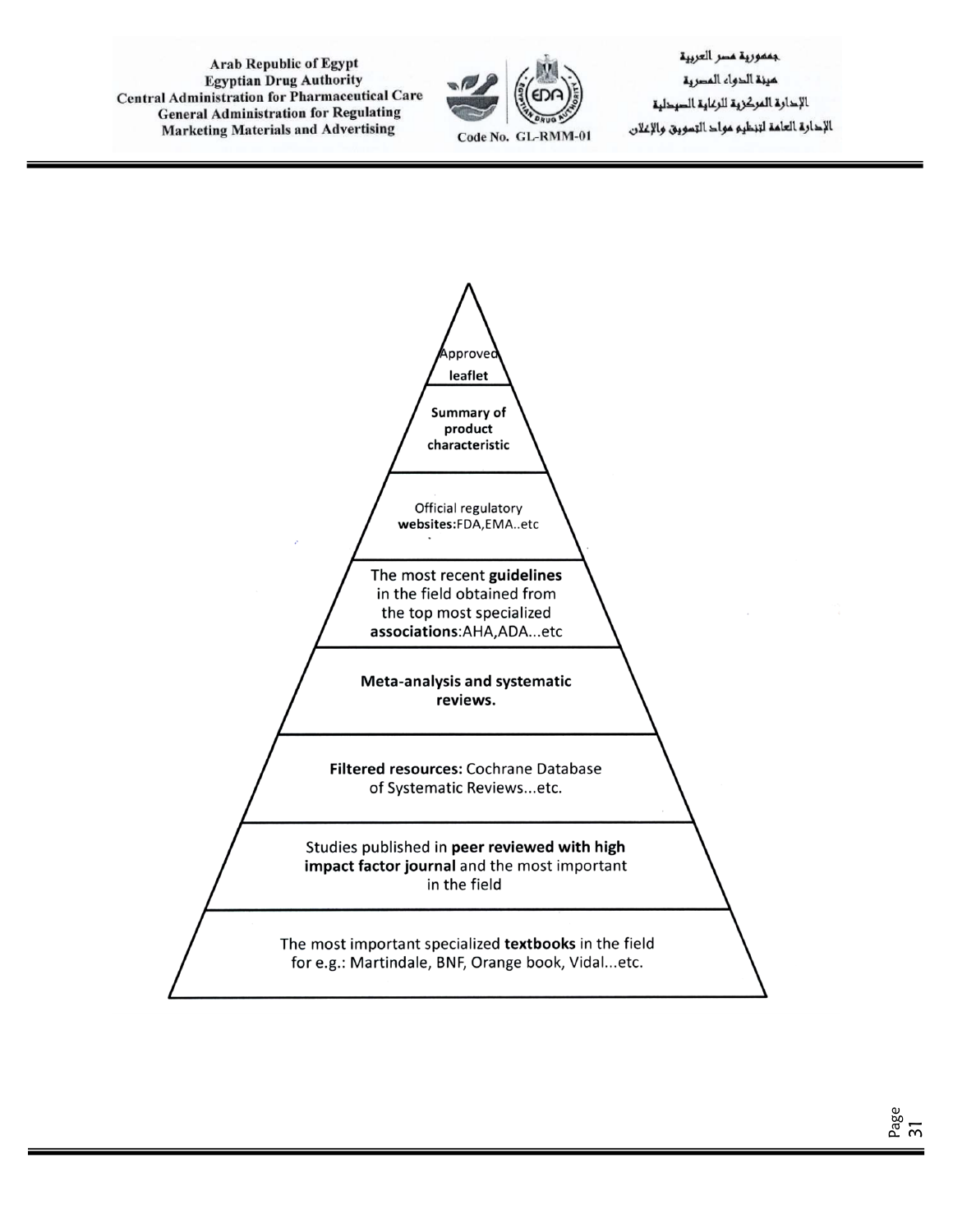Approved leaflet

**Summary of product characteristic**

Official regulatory **websites:**FDA,EMA..etc

The most recent **guidelines** in the field obtained from the top most specialized **associations**:AHA,ADA...etc

**Meta-analysis and systematic reviews.**

**Filtered resources:** Cochrane Database of Systematic Reviews...etc.

Studies published in **peer reviewed with high impact factor journal** and the most important in the field

The most important specialized **textbooks** in the field for e.g.: Martindale, BNF, Orange book, Vidal...etc.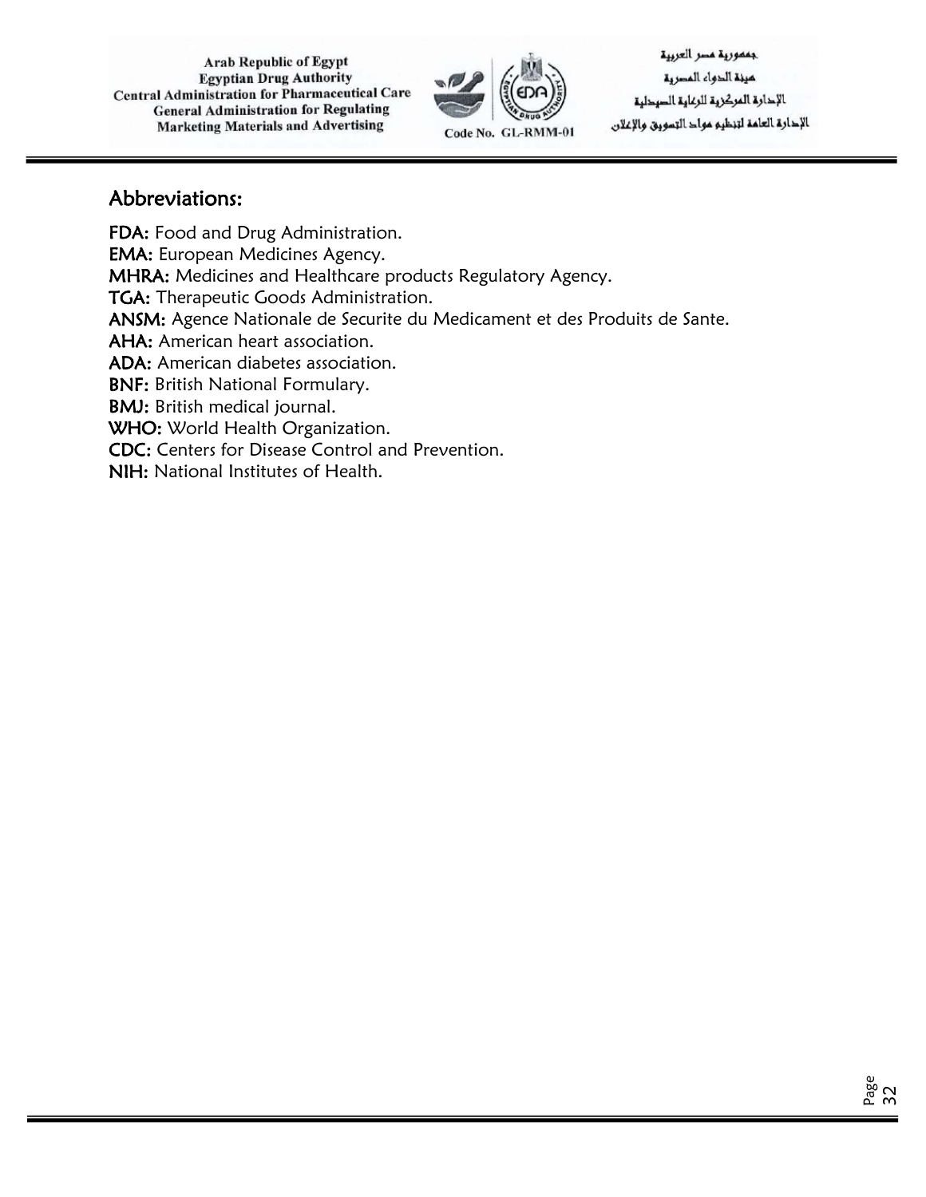## Abbreviations:

**FDA:** Food and Drug Administration.
**EMA:** European Medicines Agency.
**MHRA:** Medicines and Healthcare products Regulatory Agency.
**TGA:** Therapeutic Goods Administration.
**ANSM:** Agence Nationale de Securite du Medicament et des Produits de Sante.
**AHA:** American heart association.
**ADA:** American diabetes association.
**BNF:** British National Formulary.
**BMJ:** British medical journal.
**WHO:** World Health Organization.
**CDC:** Centers for Disease Control and Prevention.
**NIH:** National Institutes of Health.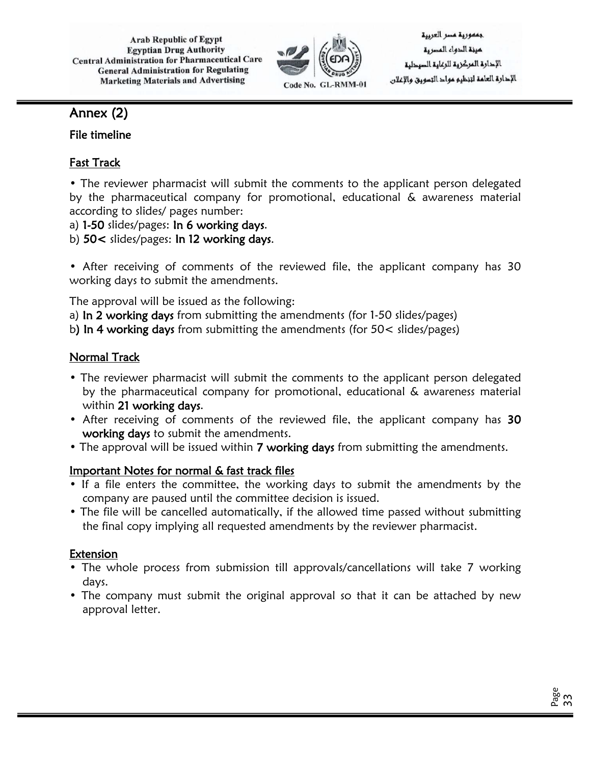## Annex (2)

**File timeline**

### Fast Track

• The reviewer pharmacist will submit the comments to the applicant person delegated by the pharmaceutical company for promotional, educational & awareness material according to slides/ pages number:

a) **1-50** slides/pages: **In 6 working days**.

b) **50<** slides/pages: **In 12 working days**.

• After receiving of comments of the reviewed file, the applicant company has 30 working days to submit the amendments.

The approval will be issued as the following:

a) **In 2 working days** from submitting the amendments (for 1-50 slides/pages)

b**) In 4 working days** from submitting the amendments (for 50< slides/pages)

### Normal Track

- The reviewer pharmacist will submit the comments to the applicant person delegated by the pharmaceutical company for promotional, educational & awareness material within **21 working days**.
- After receiving of comments of the reviewed file, the applicant company has **30 working days** to submit the amendments.
- The approval will be issued within **7 working days** from submitting the amendments.

### Important Notes for normal & fast track files

- If a file enters the committee, the working days to submit the amendments by the company are paused until the committee decision is issued.
- The file will be cancelled automatically, if the allowed time passed without submitting the final copy implying all requested amendments by the reviewer pharmacist.

### Extension

- The whole process from submission till approvals/cancellations will take 7 working days.
- The company must submit the original approval so that it can be attached by new approval letter.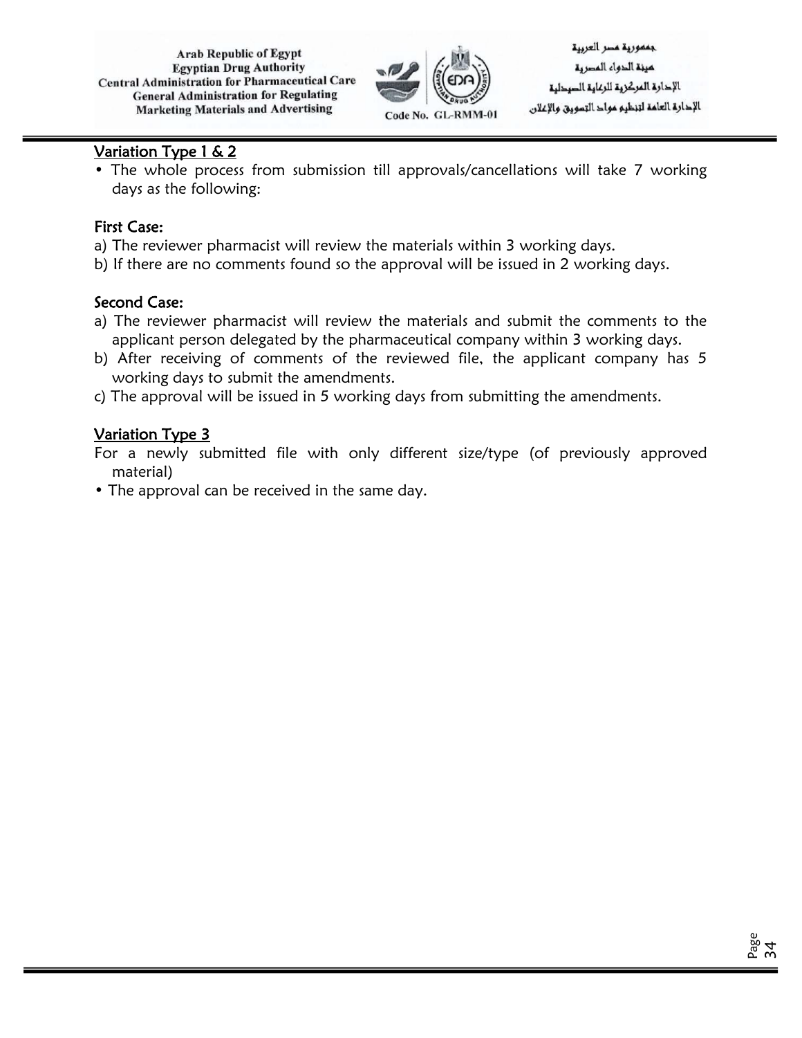## Variation Type 1 & 2

- The whole process from submission till approvals/cancellations will take 7 working days as the following:

### First Case:

a) The reviewer pharmacist will review the materials within 3 working days.
b) If there are no comments found so the approval will be issued in 2 working days.

### Second Case:

a) The reviewer pharmacist will review the materials and submit the comments to the applicant person delegated by the pharmaceutical company within 3 working days.
b) After receiving of comments of the reviewed file, the applicant company has 5 working days to submit the amendments.
c) The approval will be issued in 5 working days from submitting the amendments.

## Variation Type 3

For a newly submitted file with only different size/type (of previously approved material)

- The approval can be received in the same day.